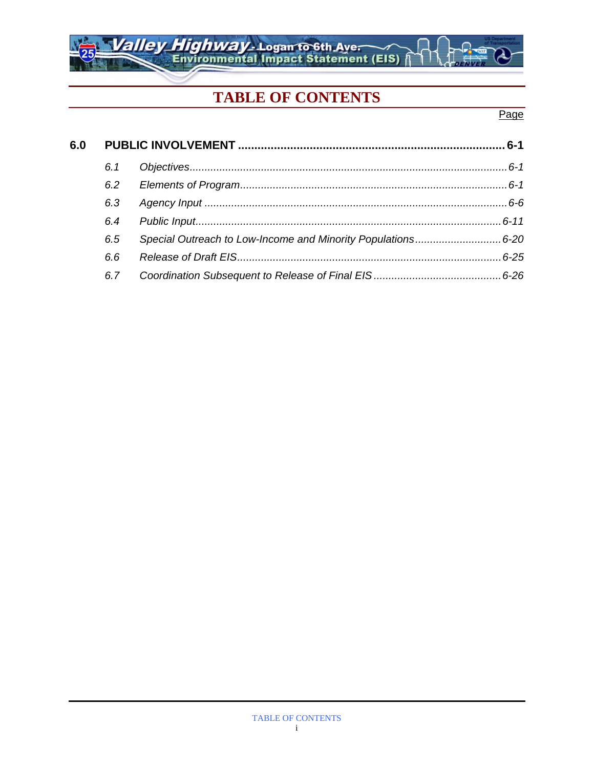# TABLE OF CONTENTS

| | | Page |
|---|---|---|
| **6.0** | **PUBLIC INVOLVEMENT** | **6-1** |
| *6.1* | *Objectives* | *6-1* |
| *6.2* | *Elements of Program* | *6-1* |
| *6.3* | *Agency Input* | *6-6* |
| *6.4* | *Public Input* | *6-11* |
| *6.5* | *Special Outreach to Low-Income and Minority Populations* | *6-20* |
| *6.6* | *Release of Draft EIS* | *6-25* |
| *6.7* | *Coordination Subsequent to Release of Final EIS* | *6-26* |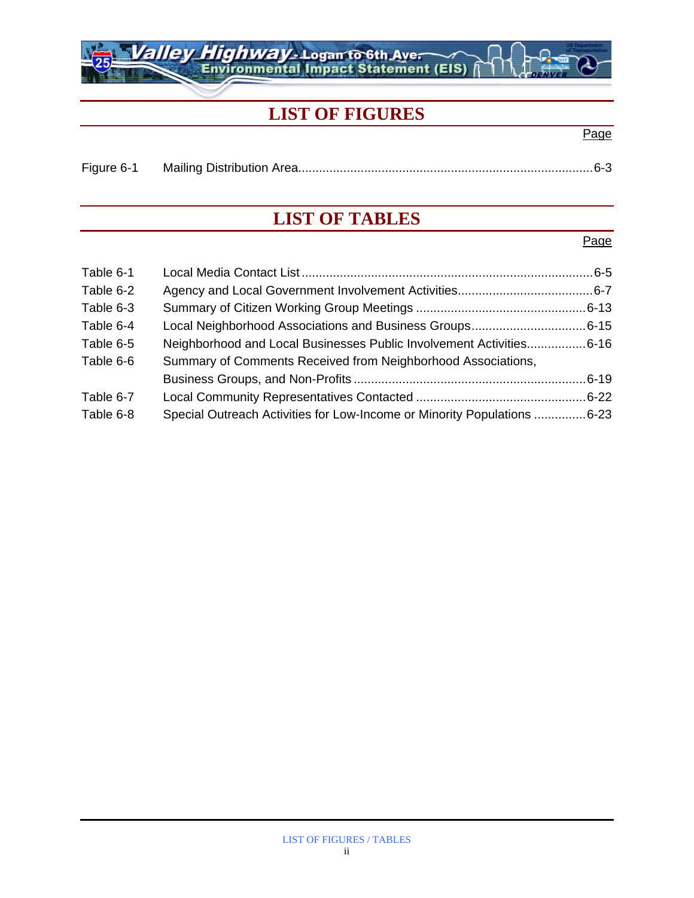# LIST OF FIGURES

| | | Page |
|---|---|---|
| Figure 6-1 | Mailing Distribution Area | 6-3 |

# LIST OF TABLES

| | | Page |
|---|---|---|
| Table 6-1 | Local Media Contact List | 6-5 |
| Table 6-2 | Agency and Local Government Involvement Activities | 6-7 |
| Table 6-3 | Summary of Citizen Working Group Meetings | 6-13 |
| Table 6-4 | Local Neighborhood Associations and Business Groups | 6-15 |
| Table 6-5 | Neighborhood and Local Businesses Public Involvement Activities | 6-16 |
| Table 6-6 | Summary of Comments Received from Neighborhood Associations, Business Groups, and Non-Profits | 6-19 |
| Table 6-7 | Local Community Representatives Contacted | 6-22 |
| Table 6-8 | Special Outreach Activities for Low-Income or Minority Populations | 6-23 |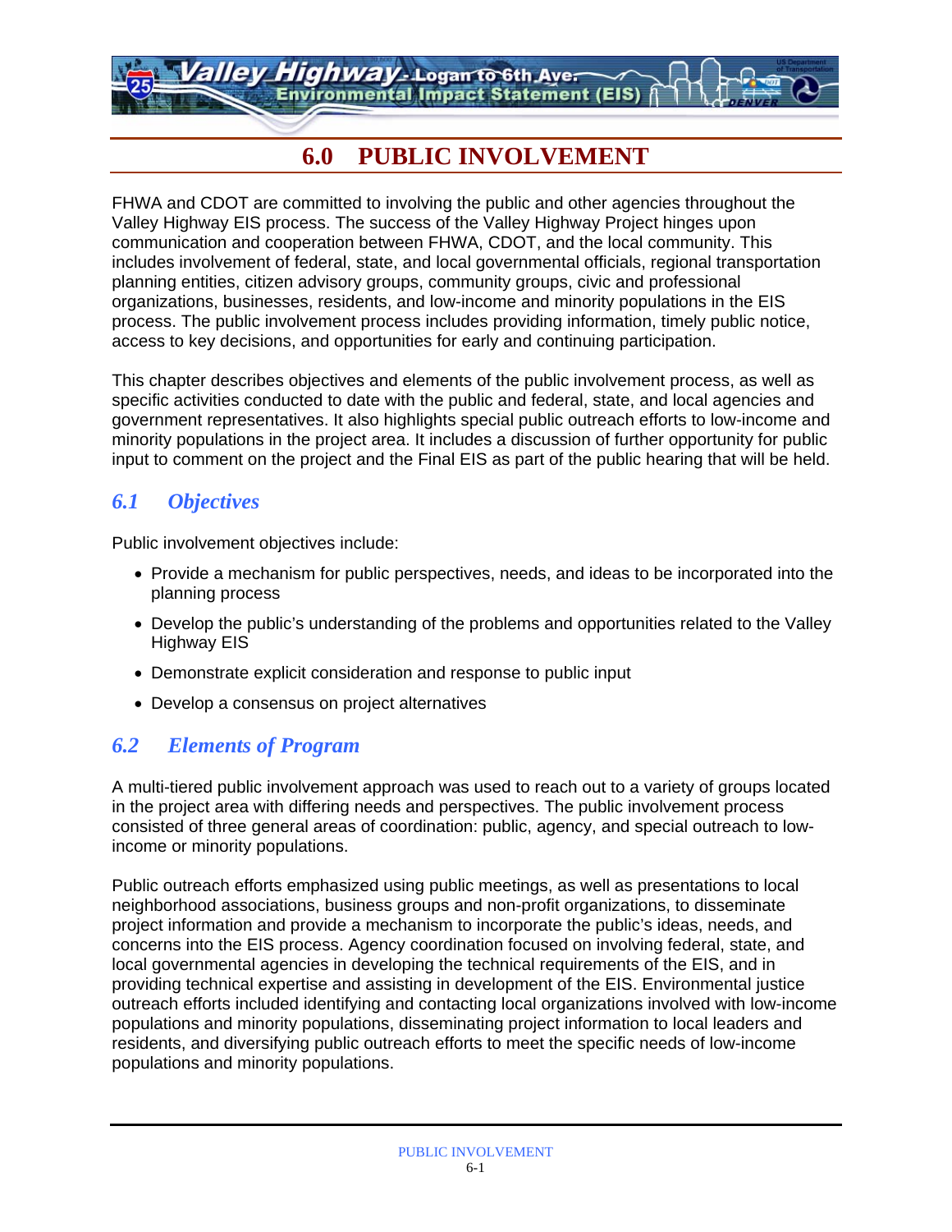# 6.0 PUBLIC INVOLVEMENT

FHWA and CDOT are committed to involving the public and other agencies throughout the Valley Highway EIS process. The success of the Valley Highway Project hinges upon communication and cooperation between FHWA, CDOT, and the local community. This includes involvement of federal, state, and local governmental officials, regional transportation planning entities, citizen advisory groups, community groups, civic and professional organizations, businesses, residents, and low-income and minority populations in the EIS process. The public involvement process includes providing information, timely public notice, access to key decisions, and opportunities for early and continuing participation.

This chapter describes objectives and elements of the public involvement process, as well as specific activities conducted to date with the public and federal, state, and local agencies and government representatives. It also highlights special public outreach efforts to low-income and minority populations in the project area. It includes a discussion of further opportunity for public input to comment on the project and the Final EIS as part of the public hearing that will be held.

## *6.1 Objectives*

Public involvement objectives include:

- Provide a mechanism for public perspectives, needs, and ideas to be incorporated into the planning process
- Develop the public's understanding of the problems and opportunities related to the Valley Highway EIS
- Demonstrate explicit consideration and response to public input
- Develop a consensus on project alternatives

## *6.2 Elements of Program*

A multi-tiered public involvement approach was used to reach out to a variety of groups located in the project area with differing needs and perspectives. The public involvement process consisted of three general areas of coordination: public, agency, and special outreach to low-income or minority populations.

Public outreach efforts emphasized using public meetings, as well as presentations to local neighborhood associations, business groups and non-profit organizations, to disseminate project information and provide a mechanism to incorporate the public's ideas, needs, and concerns into the EIS process. Agency coordination focused on involving federal, state, and local governmental agencies in developing the technical requirements of the EIS, and in providing technical expertise and assisting in development of the EIS. Environmental justice outreach efforts included identifying and contacting local organizations involved with low-income populations and minority populations, disseminating project information to local leaders and residents, and diversifying public outreach efforts to meet the specific needs of low-income populations and minority populations.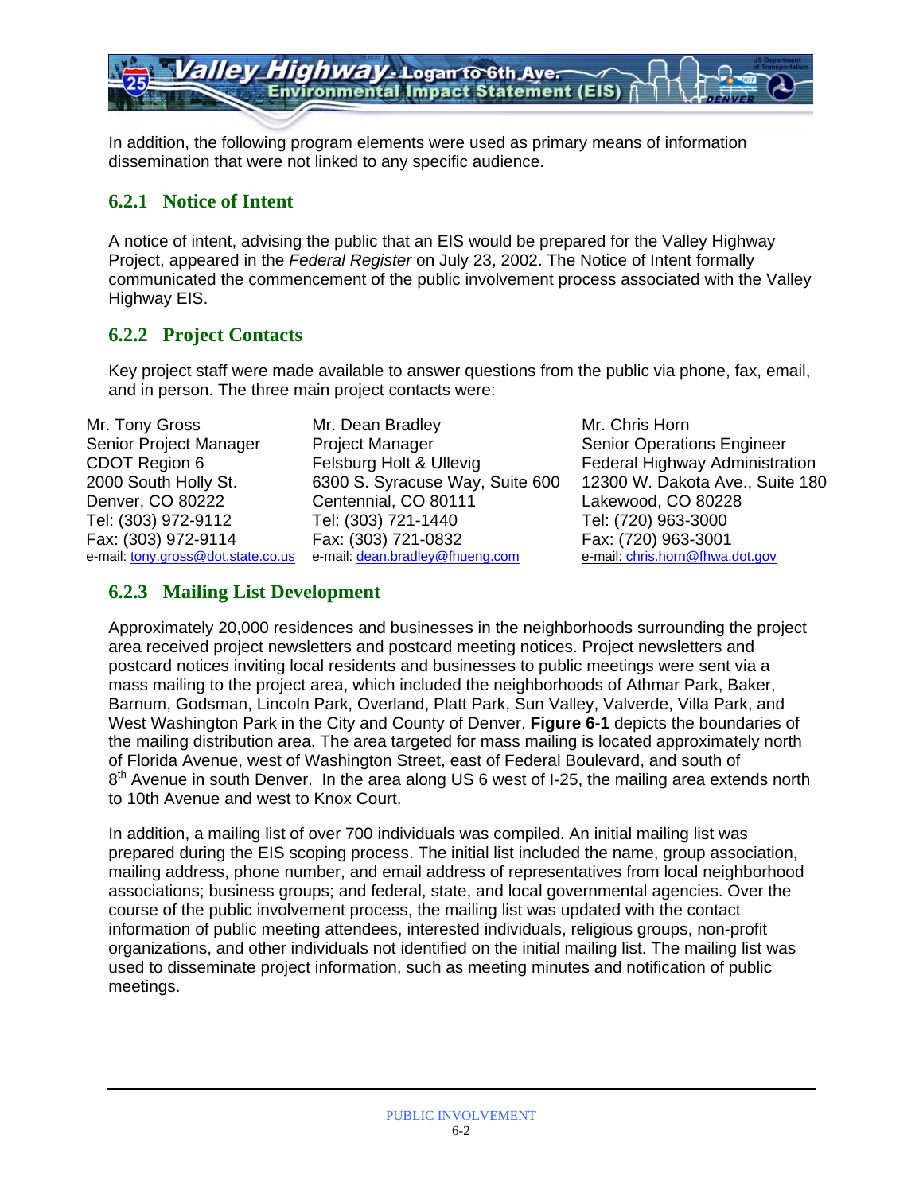In addition, the following program elements were used as primary means of information dissemination that were not linked to any specific audience.

### 6.2.1 Notice of Intent

A notice of intent, advising the public that an EIS would be prepared for the Valley Highway Project, appeared in the *Federal Register* on July 23, 2002. The Notice of Intent formally communicated the commencement of the public involvement process associated with the Valley Highway EIS.

### 6.2.2 Project Contacts

Key project staff were made available to answer questions from the public via phone, fax, email, and in person. The three main project contacts were:

Mr. Tony Gross
Senior Project Manager
CDOT Region 6
2000 South Holly St.
Denver, CO 80222
Tel: (303) 972-9112
Fax: (303) 972-9114
e-mail: tony.gross@dot.state.co.us

Mr. Dean Bradley
Project Manager
Felsburg Holt & Ullevig
6300 S. Syracuse Way, Suite 600
Centennial, CO 80111
Tel: (303) 721-1440
Fax: (303) 721-0832
e-mail: dean.bradley@fhueng.com

Mr. Chris Horn
Senior Operations Engineer
Federal Highway Administration
12300 W. Dakota Ave., Suite 180
Lakewood, CO 80228
Tel: (720) 963-3000
Fax: (720) 963-3001
e-mail: chris.horn@fhwa.dot.gov

### 6.2.3 Mailing List Development

Approximately 20,000 residences and businesses in the neighborhoods surrounding the project area received project newsletters and postcard meeting notices. Project newsletters and postcard notices inviting local residents and businesses to public meetings were sent via a mass mailing to the project area, which included the neighborhoods of Athmar Park, Baker, Barnum, Godsman, Lincoln Park, Overland, Platt Park, Sun Valley, Valverde, Villa Park, and West Washington Park in the City and County of Denver. **Figure 6-1** depicts the boundaries of the mailing distribution area. The area targeted for mass mailing is located approximately north of Florida Avenue, west of Washington Street, east of Federal Boulevard, and south of 8th Avenue in south Denver. In the area along US 6 west of I-25, the mailing area extends north to 10th Avenue and west to Knox Court.

In addition, a mailing list of over 700 individuals was compiled. An initial mailing list was prepared during the EIS scoping process. The initial list included the name, group association, mailing address, phone number, and email address of representatives from local neighborhood associations; business groups; and federal, state, and local governmental agencies. Over the course of the public involvement process, the mailing list was updated with the contact information of public meeting attendees, interested individuals, religious groups, non-profit organizations, and other individuals not identified on the initial mailing list. The mailing list was used to disseminate project information, such as meeting minutes and notification of public meetings.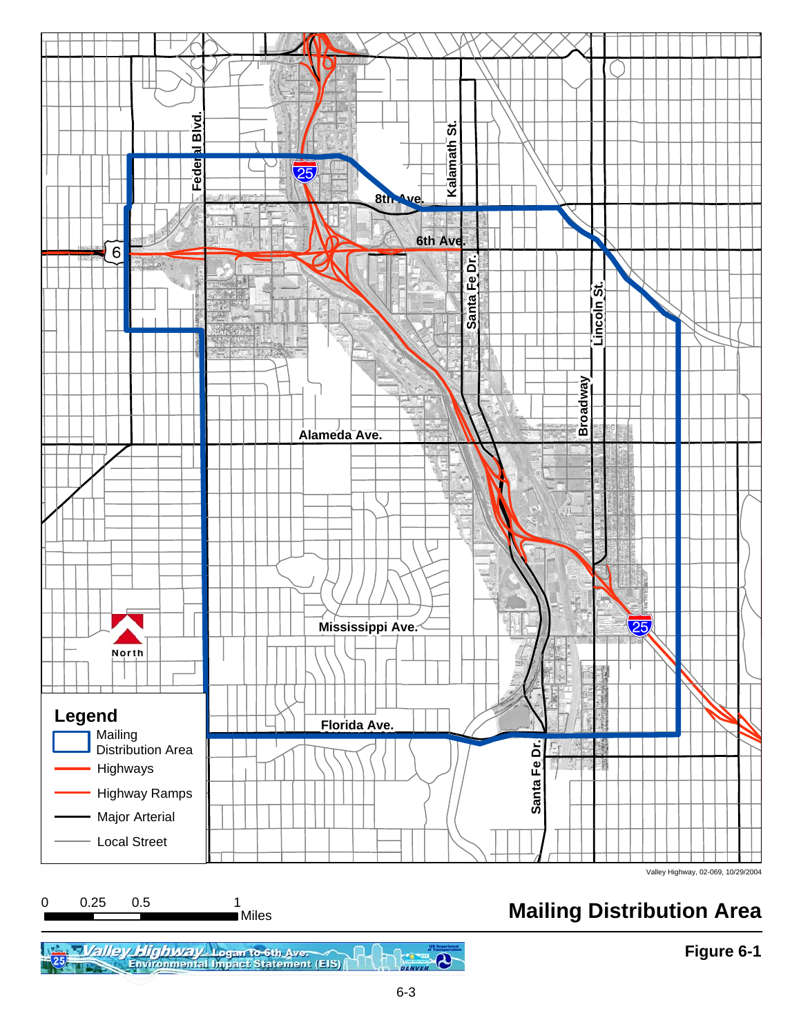Legend

- Mailing Distribution Area
- Highways
- Highway Ramps
- Major Arterial
- Local Street

0 0.25 0.5 1 Miles

Valley Highway, 02-069, 10/29/2004

# Mailing Distribution Area

**Figure 6-1**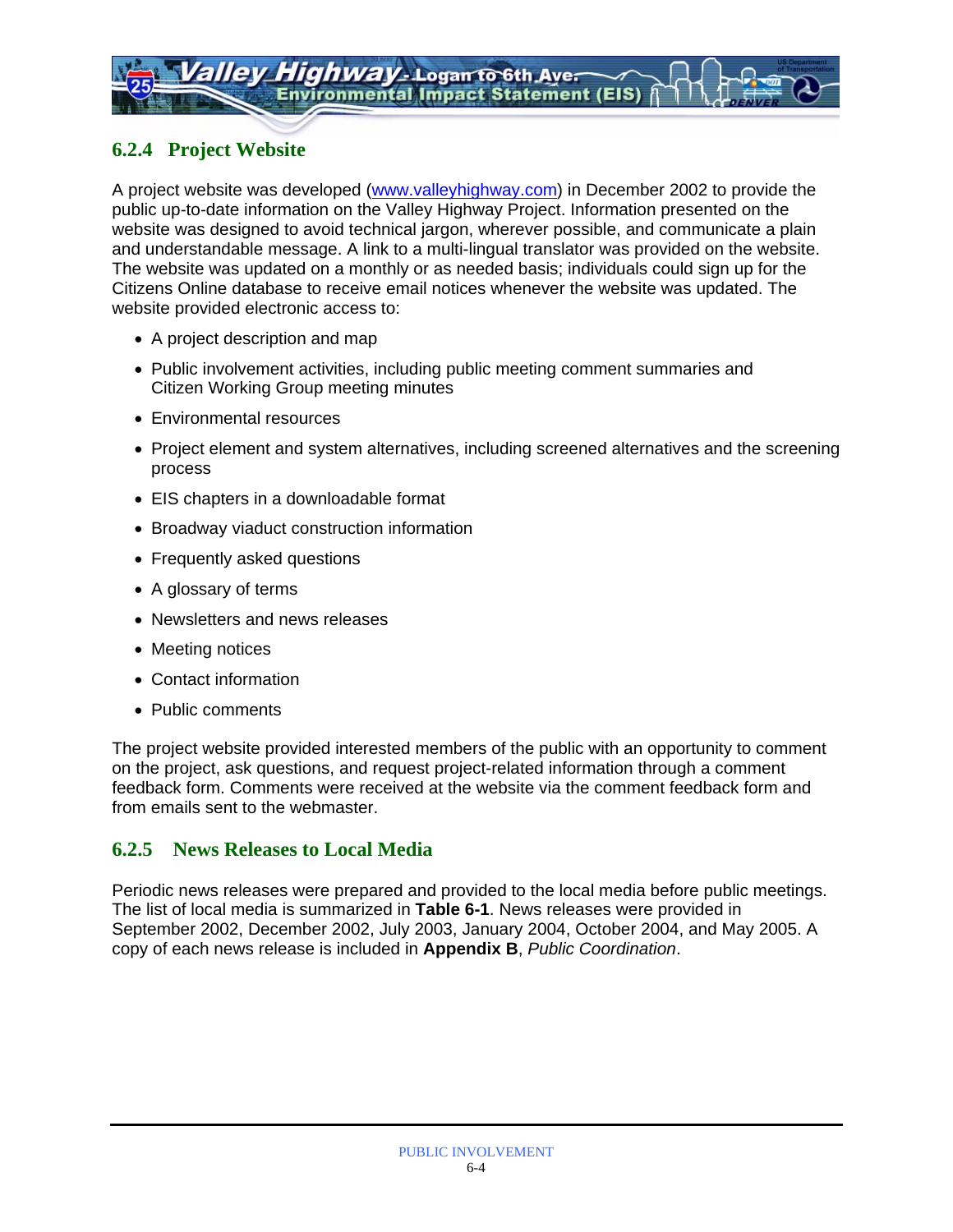### 6.2.4 Project Website

A project website was developed (www.valleyhighway.com) in December 2002 to provide the public up-to-date information on the Valley Highway Project. Information presented on the website was designed to avoid technical jargon, wherever possible, and communicate a plain and understandable message. A link to a multi-lingual translator was provided on the website. The website was updated on a monthly or as needed basis; individuals could sign up for the Citizens Online database to receive email notices whenever the website was updated. The website provided electronic access to:

- A project description and map
- Public involvement activities, including public meeting comment summaries and Citizen Working Group meeting minutes
- Environmental resources
- Project element and system alternatives, including screened alternatives and the screening process
- EIS chapters in a downloadable format
- Broadway viaduct construction information
- Frequently asked questions
- A glossary of terms
- Newsletters and news releases
- Meeting notices
- Contact information
- Public comments

The project website provided interested members of the public with an opportunity to comment on the project, ask questions, and request project-related information through a comment feedback form. Comments were received at the website via the comment feedback form and from emails sent to the webmaster.

### 6.2.5 News Releases to Local Media

Periodic news releases were prepared and provided to the local media before public meetings. The list of local media is summarized in **Table 6-1**. News releases were provided in September 2002, December 2002, July 2003, January 2004, October 2004, and May 2005. A copy of each news release is included in **Appendix B**, *Public Coordination*.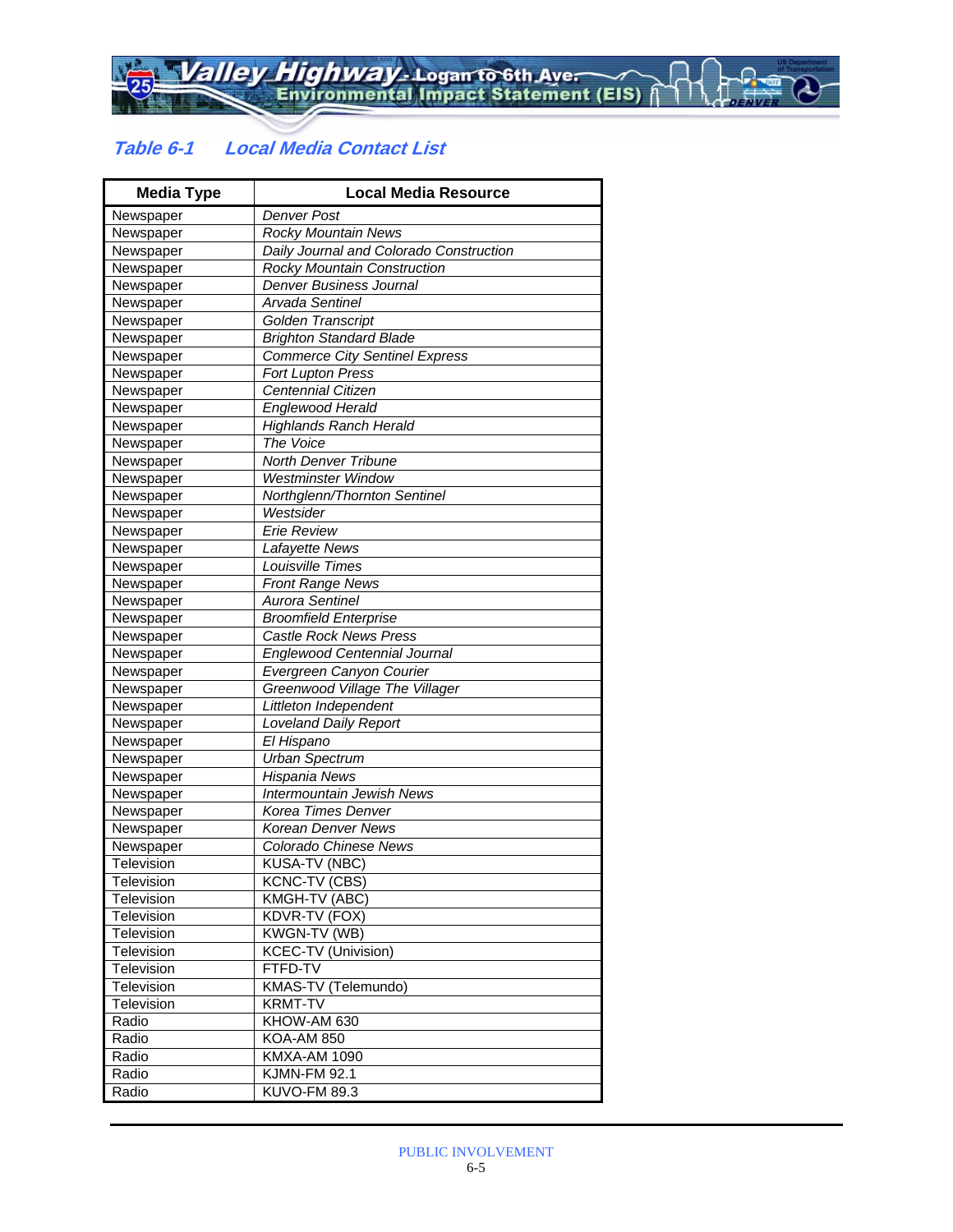### *Table 6-1 Local Media Contact List*

| Media Type | Local Media Resource |
|---|---|
| Newspaper | *Denver Post* |
| Newspaper | *Rocky Mountain News* |
| Newspaper | *Daily Journal and Colorado Construction* |
| Newspaper | *Rocky Mountain Construction* |
| Newspaper | *Denver Business Journal* |
| Newspaper | *Arvada Sentinel* |
| Newspaper | *Golden Transcript* |
| Newspaper | *Brighton Standard Blade* |
| Newspaper | *Commerce City Sentinel Express* |
| Newspaper | *Fort Lupton Press* |
| Newspaper | *Centennial Citizen* |
| Newspaper | *Englewood Herald* |
| Newspaper | *Highlands Ranch Herald* |
| Newspaper | *The Voice* |
| Newspaper | *North Denver Tribune* |
| Newspaper | *Westminster Window* |
| Newspaper | *Northglenn/Thornton Sentinel* |
| Newspaper | *Westsider* |
| Newspaper | *Erie Review* |
| Newspaper | *Lafayette News* |
| Newspaper | *Louisville Times* |
| Newspaper | *Front Range News* |
| Newspaper | *Aurora Sentinel* |
| Newspaper | *Broomfield Enterprise* |
| Newspaper | *Castle Rock News Press* |
| Newspaper | *Englewood Centennial Journal* |
| Newspaper | *Evergreen Canyon Courier* |
| Newspaper | *Greenwood Village The Villager* |
| Newspaper | *Littleton Independent* |
| Newspaper | *Loveland Daily Report* |
| Newspaper | *El Hispano* |
| Newspaper | *Urban Spectrum* |
| Newspaper | *Hispania News* |
| Newspaper | *Intermountain Jewish News* |
| Newspaper | *Korea Times Denver* |
| Newspaper | *Korean Denver News* |
| Newspaper | *Colorado Chinese News* |
| Television | KUSA-TV (NBC) |
| Television | KCNC-TV (CBS) |
| Television | KMGH-TV (ABC) |
| Television | KDVR-TV (FOX) |
| Television | KWGN-TV (WB) |
| Television | KCEC-TV (Univision) |
| Television | FTFD-TV |
| Television | KMAS-TV (Telemundo) |
| Television | KRMT-TV |
| Radio | KHOW-AM 630 |
| Radio | KOA-AM 850 |
| Radio | KMXA-AM 1090 |
| Radio | KJMN-FM 92.1 |
| Radio | KUVO-FM 89.3 |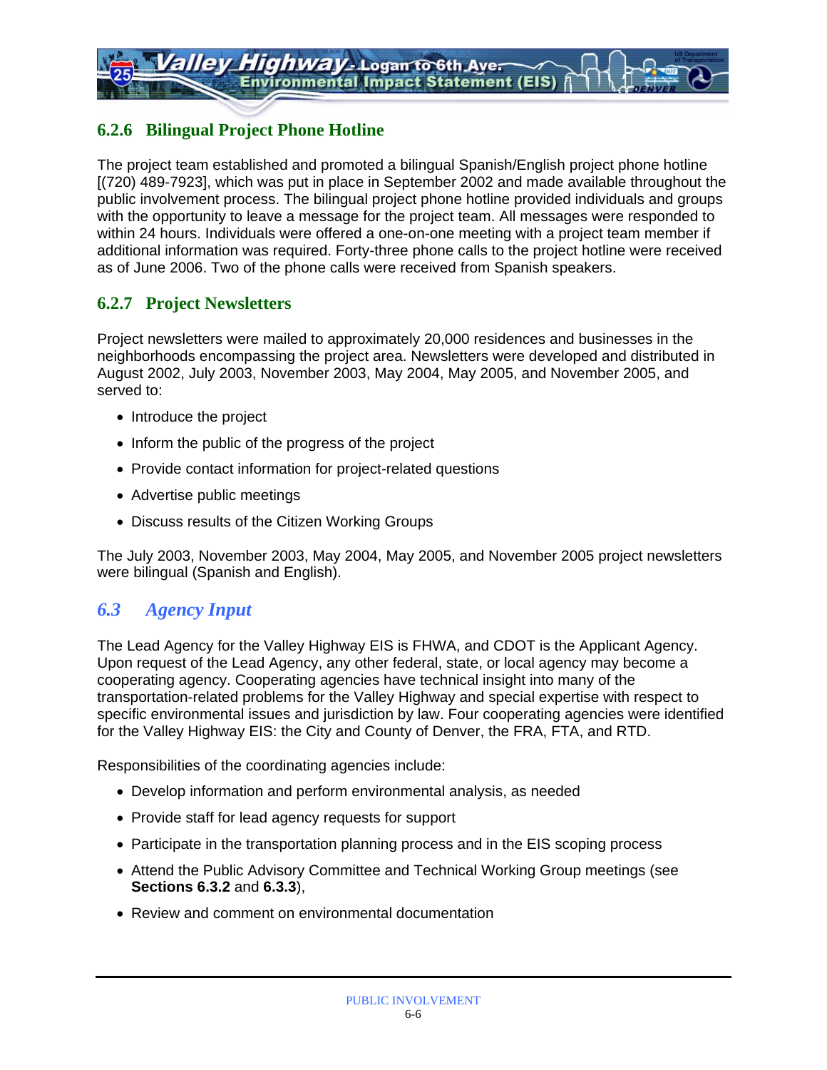### 6.2.6 Bilingual Project Phone Hotline

The project team established and promoted a bilingual Spanish/English project phone hotline [(720) 489-7923], which was put in place in September 2002 and made available throughout the public involvement process. The bilingual project phone hotline provided individuals and groups with the opportunity to leave a message for the project team. All messages were responded to within 24 hours. Individuals were offered a one-on-one meeting with a project team member if additional information was required. Forty-three phone calls to the project hotline were received as of June 2006. Two of the phone calls were received from Spanish speakers.

### 6.2.7 Project Newsletters

Project newsletters were mailed to approximately 20,000 residences and businesses in the neighborhoods encompassing the project area. Newsletters were developed and distributed in August 2002, July 2003, November 2003, May 2004, May 2005, and November 2005, and served to:

- Introduce the project
- Inform the public of the progress of the project
- Provide contact information for project-related questions
- Advertise public meetings
- Discuss results of the Citizen Working Groups

The July 2003, November 2003, May 2004, May 2005, and November 2005 project newsletters were bilingual (Spanish and English).

## *6.3 Agency Input*

The Lead Agency for the Valley Highway EIS is FHWA, and CDOT is the Applicant Agency. Upon request of the Lead Agency, any other federal, state, or local agency may become a cooperating agency. Cooperating agencies have technical insight into many of the transportation-related problems for the Valley Highway and special expertise with respect to specific environmental issues and jurisdiction by law. Four cooperating agencies were identified for the Valley Highway EIS: the City and County of Denver, the FRA, FTA, and RTD.

Responsibilities of the coordinating agencies include:

- Develop information and perform environmental analysis, as needed
- Provide staff for lead agency requests for support
- Participate in the transportation planning process and in the EIS scoping process
- Attend the Public Advisory Committee and Technical Working Group meetings (see **Sections 6.3.2** and **6.3.3**),
- Review and comment on environmental documentation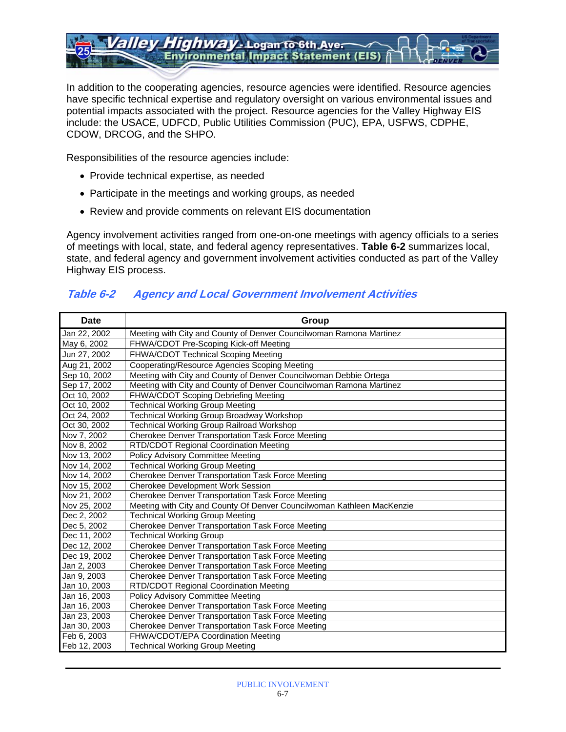In addition to the cooperating agencies, resource agencies were identified. Resource agencies have specific technical expertise and regulatory oversight on various environmental issues and potential impacts associated with the project. Resource agencies for the Valley Highway EIS include: the USACE, UDFCD, Public Utilities Commission (PUC), EPA, USFWS, CDPHE, CDOW, DRCOG, and the SHPO.

Responsibilities of the resource agencies include:

- Provide technical expertise, as needed
- Participate in the meetings and working groups, as needed
- Review and provide comments on relevant EIS documentation

Agency involvement activities ranged from one-on-one meetings with agency officials to a series of meetings with local, state, and federal agency representatives. **Table 6-2** summarizes local, state, and federal agency and government involvement activities conducted as part of the Valley Highway EIS process.

### *Table 6-2 Agency and Local Government Involvement Activities*

| Date | Group |
|---|---|
| Jan 22, 2002 | Meeting with City and County of Denver Councilwoman Ramona Martinez |
| May 6, 2002 | FHWA/CDOT Pre-Scoping Kick-off Meeting |
| Jun 27, 2002 | FHWA/CDOT Technical Scoping Meeting |
| Aug 21, 2002 | Cooperating/Resource Agencies Scoping Meeting |
| Sep 10, 2002 | Meeting with City and County of Denver Councilwoman Debbie Ortega |
| Sep 17, 2002 | Meeting with City and County of Denver Councilwoman Ramona Martinez |
| Oct 10, 2002 | FHWA/CDOT Scoping Debriefing Meeting |
| Oct 10, 2002 | Technical Working Group Meeting |
| Oct 24, 2002 | Technical Working Group Broadway Workshop |
| Oct 30, 2002 | Technical Working Group Railroad Workshop |
| Nov 7, 2002 | Cherokee Denver Transportation Task Force Meeting |
| Nov 8, 2002 | RTD/CDOT Regional Coordination Meeting |
| Nov 13, 2002 | Policy Advisory Committee Meeting |
| Nov 14, 2002 | Technical Working Group Meeting |
| Nov 14, 2002 | Cherokee Denver Transportation Task Force Meeting |
| Nov 15, 2002 | Cherokee Development Work Session |
| Nov 21, 2002 | Cherokee Denver Transportation Task Force Meeting |
| Nov 25, 2002 | Meeting with City and County Of Denver Councilwoman Kathleen MacKenzie |
| Dec 2, 2002 | Technical Working Group Meeting |
| Dec 5, 2002 | Cherokee Denver Transportation Task Force Meeting |
| Dec 11, 2002 | Technical Working Group |
| Dec 12, 2002 | Cherokee Denver Transportation Task Force Meeting |
| Dec 19, 2002 | Cherokee Denver Transportation Task Force Meeting |
| Jan 2, 2003 | Cherokee Denver Transportation Task Force Meeting |
| Jan 9, 2003 | Cherokee Denver Transportation Task Force Meeting |
| Jan 10, 2003 | RTD/CDOT Regional Coordination Meeting |
| Jan 16, 2003 | Policy Advisory Committee Meeting |
| Jan 16, 2003 | Cherokee Denver Transportation Task Force Meeting |
| Jan 23, 2003 | Cherokee Denver Transportation Task Force Meeting |
| Jan 30, 2003 | Cherokee Denver Transportation Task Force Meeting |
| Feb 6, 2003 | FHWA/CDOT/EPA Coordination Meeting |
| Feb 12, 2003 | Technical Working Group Meeting |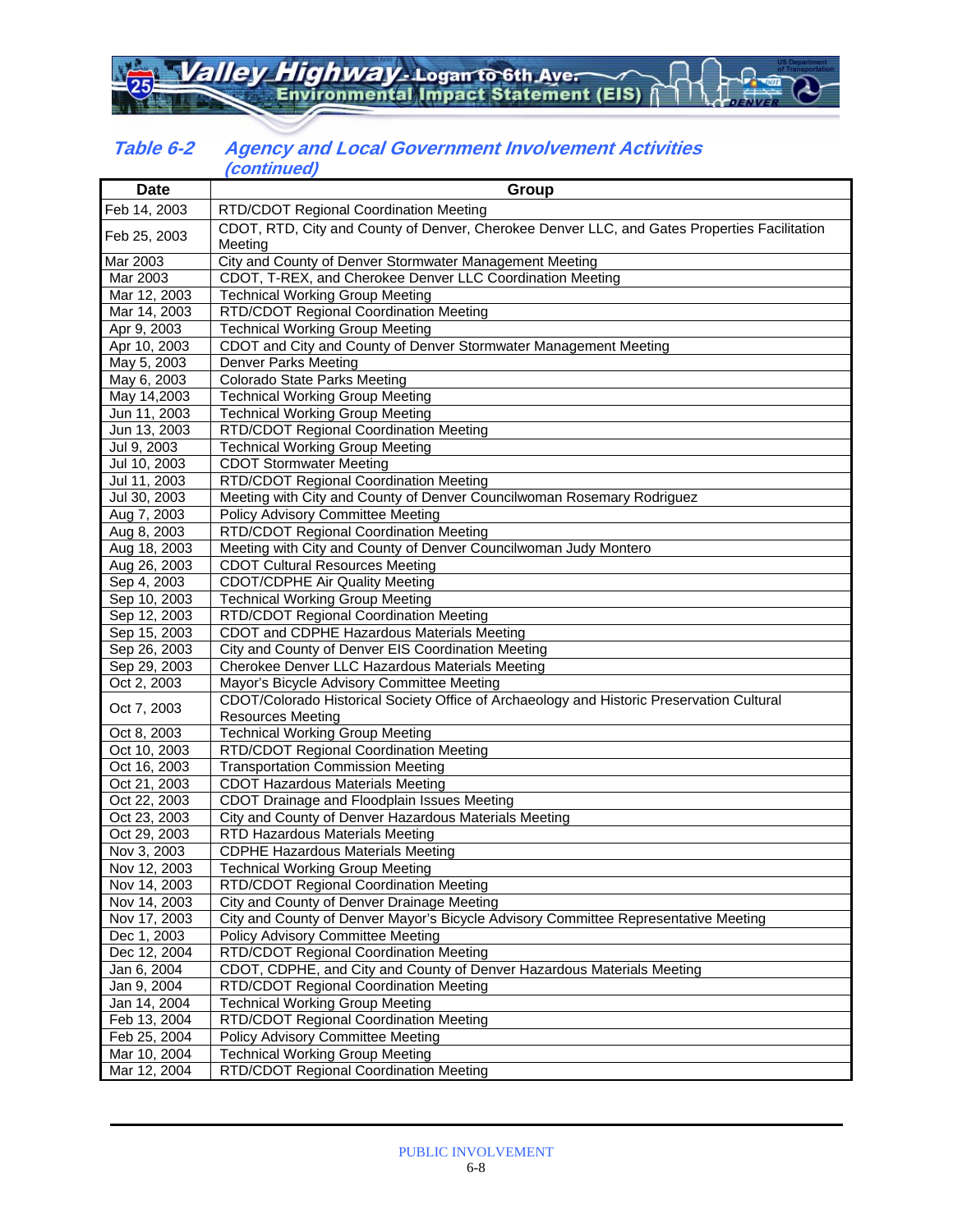### Table 6-2 Agency and Local Government Involvement Activities (continued)

| Date | Group |
|---|---|
| Feb 14, 2003 | RTD/CDOT Regional Coordination Meeting |
| Feb 25, 2003 | CDOT, RTD, City and County of Denver, Cherokee Denver LLC, and Gates Properties Facilitation Meeting |
| Mar 2003 | City and County of Denver Stormwater Management Meeting |
| Mar 2003 | CDOT, T-REX, and Cherokee Denver LLC Coordination Meeting |
| Mar 12, 2003 | Technical Working Group Meeting |
| Mar 14, 2003 | RTD/CDOT Regional Coordination Meeting |
| Apr 9, 2003 | Technical Working Group Meeting |
| Apr 10, 2003 | CDOT and City and County of Denver Stormwater Management Meeting |
| May 5, 2003 | Denver Parks Meeting |
| May 6, 2003 | Colorado State Parks Meeting |
| May 14,2003 | Technical Working Group Meeting |
| Jun 11, 2003 | Technical Working Group Meeting |
| Jun 13, 2003 | RTD/CDOT Regional Coordination Meeting |
| Jul 9, 2003 | Technical Working Group Meeting |
| Jul 10, 2003 | CDOT Stormwater Meeting |
| Jul 11, 2003 | RTD/CDOT Regional Coordination Meeting |
| Jul 30, 2003 | Meeting with City and County of Denver Councilwoman Rosemary Rodriguez |
| Aug 7, 2003 | Policy Advisory Committee Meeting |
| Aug 8, 2003 | RTD/CDOT Regional Coordination Meeting |
| Aug 18, 2003 | Meeting with City and County of Denver Councilwoman Judy Montero |
| Aug 26, 2003 | CDOT Cultural Resources Meeting |
| Sep 4, 2003 | CDOT/CDPHE Air Quality Meeting |
| Sep 10, 2003 | Technical Working Group Meeting |
| Sep 12, 2003 | RTD/CDOT Regional Coordination Meeting |
| Sep 15, 2003 | CDOT and CDPHE Hazardous Materials Meeting |
| Sep 26, 2003 | City and County of Denver EIS Coordination Meeting |
| Sep 29, 2003 | Cherokee Denver LLC Hazardous Materials Meeting |
| Oct 2, 2003 | Mayor's Bicycle Advisory Committee Meeting |
| Oct 7, 2003 | CDOT/Colorado Historical Society Office of Archaeology and Historic Preservation Cultural Resources Meeting |
| Oct 8, 2003 | Technical Working Group Meeting |
| Oct 10, 2003 | RTD/CDOT Regional Coordination Meeting |
| Oct 16, 2003 | Transportation Commission Meeting |
| Oct 21, 2003 | CDOT Hazardous Materials Meeting |
| Oct 22, 2003 | CDOT Drainage and Floodplain Issues Meeting |
| Oct 23, 2003 | City and County of Denver Hazardous Materials Meeting |
| Oct 29, 2003 | RTD Hazardous Materials Meeting |
| Nov 3, 2003 | CDPHE Hazardous Materials Meeting |
| Nov 12, 2003 | Technical Working Group Meeting |
| Nov 14, 2003 | RTD/CDOT Regional Coordination Meeting |
| Nov 14, 2003 | City and County of Denver Drainage Meeting |
| Nov 17, 2003 | City and County of Denver Mayor's Bicycle Advisory Committee Representative Meeting |
| Dec 1, 2003 | Policy Advisory Committee Meeting |
| Dec 12, 2004 | RTD/CDOT Regional Coordination Meeting |
| Jan 6, 2004 | CDOT, CDPHE, and City and County of Denver Hazardous Materials Meeting |
| Jan 9, 2004 | RTD/CDOT Regional Coordination Meeting |
| Jan 14, 2004 | Technical Working Group Meeting |
| Feb 13, 2004 | RTD/CDOT Regional Coordination Meeting |
| Feb 25, 2004 | Policy Advisory Committee Meeting |
| Mar 10, 2004 | Technical Working Group Meeting |
| Mar 12, 2004 | RTD/CDOT Regional Coordination Meeting |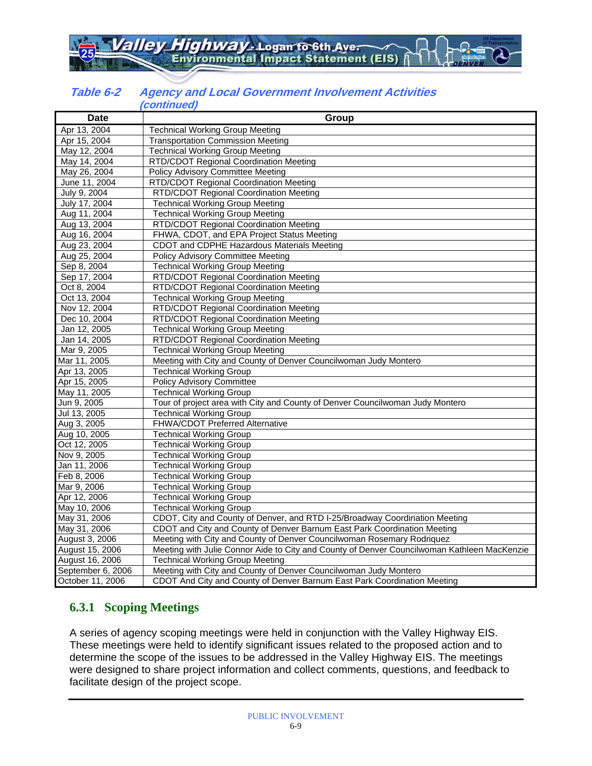**Table 6-2 Agency and Local Government Involvement Activities (continued)**

| Date | Group |
|---|---|
| Apr 13, 2004 | Technical Working Group Meeting |
| Apr 15, 2004 | Transportation Commission Meeting |
| May 12, 2004 | Technical Working Group Meeting |
| May 14, 2004 | RTD/CDOT Regional Coordination Meeting |
| May 26, 2004 | Policy Advisory Committee Meeting |
| June 11, 2004 | RTD/CDOT Regional Coordination Meeting |
| July 9, 2004 | RTD/CDOT Regional Coordination Meeting |
| July 17, 2004 | Technical Working Group Meeting |
| Aug 11, 2004 | Technical Working Group Meeting |
| Aug 13, 2004 | RTD/CDOT Regional Coordination Meeting |
| Aug 16, 2004 | FHWA, CDOT, and EPA Project Status Meeting |
| Aug 23, 2004 | CDOT and CDPHE Hazardous Materials Meeting |
| Aug 25, 2004 | Policy Advisory Committee Meeting |
| Sep 8, 2004 | Technical Working Group Meeting |
| Sep 17, 2004 | RTD/CDOT Regional Coordination Meeting |
| Oct 8, 2004 | RTD/CDOT Regional Coordination Meeting |
| Oct 13, 2004 | Technical Working Group Meeting |
| Nov 12, 2004 | RTD/CDOT Regional Coordination Meeting |
| Dec 10, 2004 | RTD/CDOT Regional Coordination Meeting |
| Jan 12, 2005 | Technical Working Group Meeting |
| Jan 14, 2005 | RTD/CDOT Regional Coordination Meeting |
| Mar 9, 2005 | Technical Working Group Meeting |
| Mar 11, 2005 | Meeting with City and County of Denver Councilwoman Judy Montero |
| Apr 13, 2005 | Technical Working Group |
| Apr 15, 2005 | Policy Advisory Committee |
| May 11, 2005 | Technical Working Group |
| Jun 9, 2005 | Tour of project area with City and County of Denver Councilwoman Judy Montero |
| Jul 13, 2005 | Technical Working Group |
| Aug 3, 2005 | FHWA/CDOT Preferred Alternative |
| Aug 10, 2005 | Technical Working Group |
| Oct 12, 2005 | Technical Working Group |
| Nov 9, 2005 | Technical Working Group |
| Jan 11, 2006 | Technical Working Group |
| Feb 8, 2006 | Technical Working Group |
| Mar 9, 2006 | Technical Working Group |
| Apr 12, 2006 | Technical Working Group |
| May 10, 2006 | Technical Working Group |
| May 31, 2006 | CDOT, City and County of Denver, and RTD I-25/Broadway Coordination Meeting |
| May 31, 2006 | CDOT and City and County of Denver Barnum East Park Coordination Meeting |
| August 3, 2006 | Meeting with City and County of Denver Councilwoman Rosemary Rodriquez |
| August 15, 2006 | Meeting with Julie Connor Aide to City and County of Denver Councilwoman Kathleen MacKenzie |
| August 16, 2006 | Technical Working Group Meeting |
| September 6, 2006 | Meeting with City and County of Denver Councilwoman Judy Montero |
| October 11, 2006 | CDOT And City and County of Denver Barnum East Park Coordination Meeting |

### 6.3.1 Scoping Meetings

A series of agency scoping meetings were held in conjunction with the Valley Highway EIS. These meetings were held to identify significant issues related to the proposed action and to determine the scope of the issues to be addressed in the Valley Highway EIS. The meetings were designed to share project information and collect comments, questions, and feedback to facilitate design of the project scope.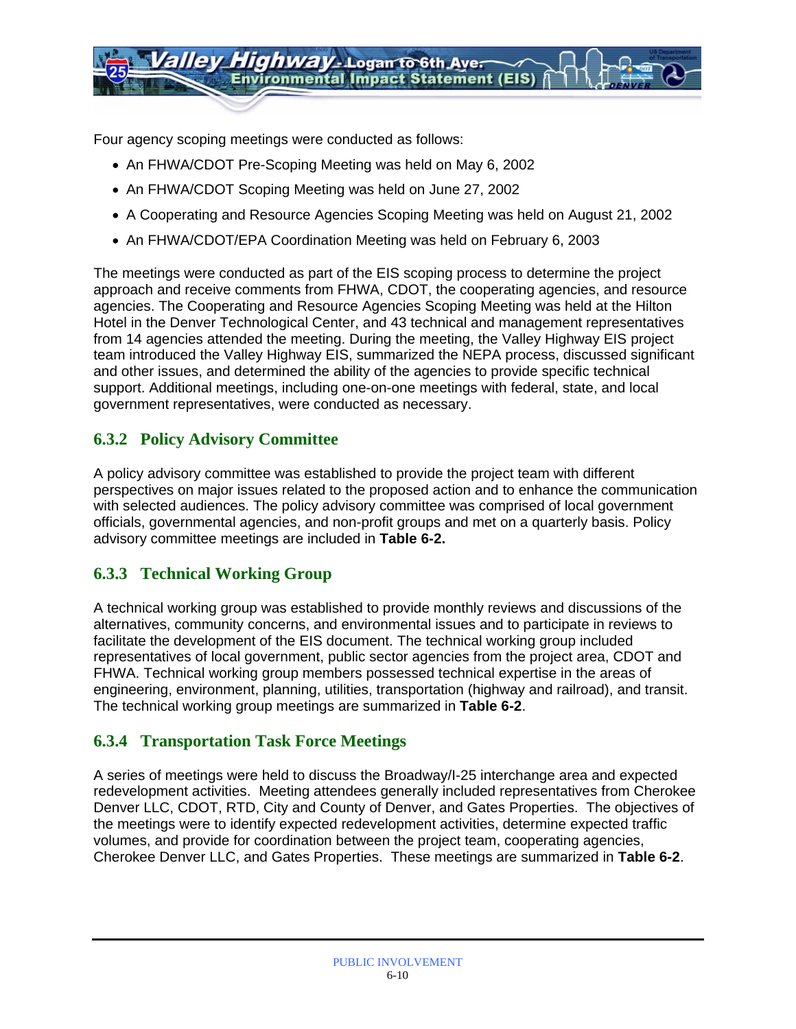Four agency scoping meetings were conducted as follows:

- An FHWA/CDOT Pre-Scoping Meeting was held on May 6, 2002
- An FHWA/CDOT Scoping Meeting was held on June 27, 2002
- A Cooperating and Resource Agencies Scoping Meeting was held on August 21, 2002
- An FHWA/CDOT/EPA Coordination Meeting was held on February 6, 2003

The meetings were conducted as part of the EIS scoping process to determine the project approach and receive comments from FHWA, CDOT, the cooperating agencies, and resource agencies. The Cooperating and Resource Agencies Scoping Meeting was held at the Hilton Hotel in the Denver Technological Center, and 43 technical and management representatives from 14 agencies attended the meeting. During the meeting, the Valley Highway EIS project team introduced the Valley Highway EIS, summarized the NEPA process, discussed significant and other issues, and determined the ability of the agencies to provide specific technical support. Additional meetings, including one-on-one meetings with federal, state, and local government representatives, were conducted as necessary.

### 6.3.2 Policy Advisory Committee

A policy advisory committee was established to provide the project team with different perspectives on major issues related to the proposed action and to enhance the communication with selected audiences. The policy advisory committee was comprised of local government officials, governmental agencies, and non-profit groups and met on a quarterly basis. Policy advisory committee meetings are included in **Table 6-2.**

### 6.3.3 Technical Working Group

A technical working group was established to provide monthly reviews and discussions of the alternatives, community concerns, and environmental issues and to participate in reviews to facilitate the development of the EIS document. The technical working group included representatives of local government, public sector agencies from the project area, CDOT and FHWA. Technical working group members possessed technical expertise in the areas of engineering, environment, planning, utilities, transportation (highway and railroad), and transit. The technical working group meetings are summarized in **Table 6-2**.

### 6.3.4 Transportation Task Force Meetings

A series of meetings were held to discuss the Broadway/I-25 interchange area and expected redevelopment activities. Meeting attendees generally included representatives from Cherokee Denver LLC, CDOT, RTD, City and County of Denver, and Gates Properties. The objectives of the meetings were to identify expected redevelopment activities, determine expected traffic volumes, and provide for coordination between the project team, cooperating agencies, Cherokee Denver LLC, and Gates Properties. These meetings are summarized in **Table 6-2**.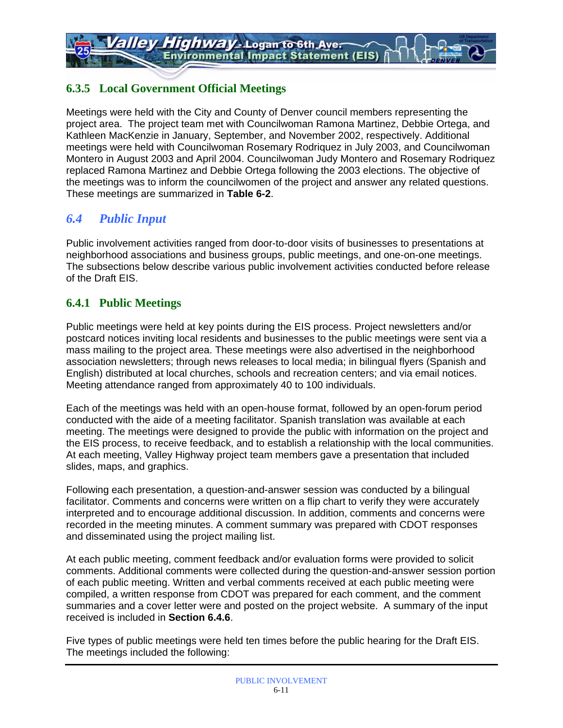### 6.3.5 Local Government Official Meetings

Meetings were held with the City and County of Denver council members representing the project area. The project team met with Councilwoman Ramona Martinez, Debbie Ortega, and Kathleen MacKenzie in January, September, and November 2002, respectively. Additional meetings were held with Councilwoman Rosemary Rodriquez in July 2003, and Councilwoman Montero in August 2003 and April 2004. Councilwoman Judy Montero and Rosemary Rodriquez replaced Ramona Martinez and Debbie Ortega following the 2003 elections. The objective of the meetings was to inform the councilwomen of the project and answer any related questions. These meetings are summarized in **Table 6-2**.

## *6.4 Public Input*

Public involvement activities ranged from door-to-door visits of businesses to presentations at neighborhood associations and business groups, public meetings, and one-on-one meetings. The subsections below describe various public involvement activities conducted before release of the Draft EIS.

### 6.4.1 Public Meetings

Public meetings were held at key points during the EIS process. Project newsletters and/or postcard notices inviting local residents and businesses to the public meetings were sent via a mass mailing to the project area. These meetings were also advertised in the neighborhood association newsletters; through news releases to local media; in bilingual flyers (Spanish and English) distributed at local churches, schools and recreation centers; and via email notices. Meeting attendance ranged from approximately 40 to 100 individuals.

Each of the meetings was held with an open-house format, followed by an open-forum period conducted with the aide of a meeting facilitator. Spanish translation was available at each meeting. The meetings were designed to provide the public with information on the project and the EIS process, to receive feedback, and to establish a relationship with the local communities. At each meeting, Valley Highway project team members gave a presentation that included slides, maps, and graphics.

Following each presentation, a question-and-answer session was conducted by a bilingual facilitator. Comments and concerns were written on a flip chart to verify they were accurately interpreted and to encourage additional discussion. In addition, comments and concerns were recorded in the meeting minutes. A comment summary was prepared with CDOT responses and disseminated using the project mailing list.

At each public meeting, comment feedback and/or evaluation forms were provided to solicit comments. Additional comments were collected during the question-and-answer session portion of each public meeting. Written and verbal comments received at each public meeting were compiled, a written response from CDOT was prepared for each comment, and the comment summaries and a cover letter were and posted on the project website. A summary of the input received is included in **Section 6.4.6**.

Five types of public meetings were held ten times before the public hearing for the Draft EIS. The meetings included the following: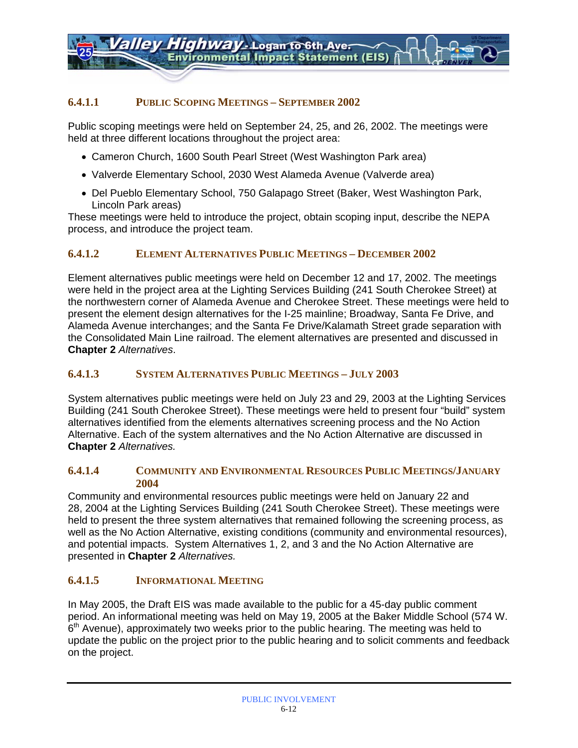#### 6.4.1.1 Public Scoping Meetings – September 2002

Public scoping meetings were held on September 24, 25, and 26, 2002. The meetings were held at three different locations throughout the project area:

- Cameron Church, 1600 South Pearl Street (West Washington Park area)
- Valverde Elementary School, 2030 West Alameda Avenue (Valverde area)
- Del Pueblo Elementary School, 750 Galapago Street (Baker, West Washington Park, Lincoln Park areas)

These meetings were held to introduce the project, obtain scoping input, describe the NEPA process, and introduce the project team.

#### 6.4.1.2 Element Alternatives Public Meetings – December 2002

Element alternatives public meetings were held on December 12 and 17, 2002. The meetings were held in the project area at the Lighting Services Building (241 South Cherokee Street) at the northwestern corner of Alameda Avenue and Cherokee Street. These meetings were held to present the element design alternatives for the I-25 mainline; Broadway, Santa Fe Drive, and Alameda Avenue interchanges; and the Santa Fe Drive/Kalamath Street grade separation with the Consolidated Main Line railroad. The element alternatives are presented and discussed in **Chapter 2** *Alternatives*.

#### 6.4.1.3 System Alternatives Public Meetings – July 2003

System alternatives public meetings were held on July 23 and 29, 2003 at the Lighting Services Building (241 South Cherokee Street). These meetings were held to present four "build" system alternatives identified from the elements alternatives screening process and the No Action Alternative. Each of the system alternatives and the No Action Alternative are discussed in **Chapter 2** *Alternatives.*

#### 6.4.1.4 Community and Environmental Resources Public Meetings/January 2004

Community and environmental resources public meetings were held on January 22 and 28, 2004 at the Lighting Services Building (241 South Cherokee Street). These meetings were held to present the three system alternatives that remained following the screening process, as well as the No Action Alternative, existing conditions (community and environmental resources), and potential impacts. System Alternatives 1, 2, and 3 and the No Action Alternative are presented in **Chapter 2** *Alternatives.*

#### 6.4.1.5 Informational Meeting

In May 2005, the Draft EIS was made available to the public for a 45-day public comment period. An informational meeting was held on May 19, 2005 at the Baker Middle School (574 W. 6th Avenue), approximately two weeks prior to the public hearing. The meeting was held to update the public on the project prior to the public hearing and to solicit comments and feedback on the project.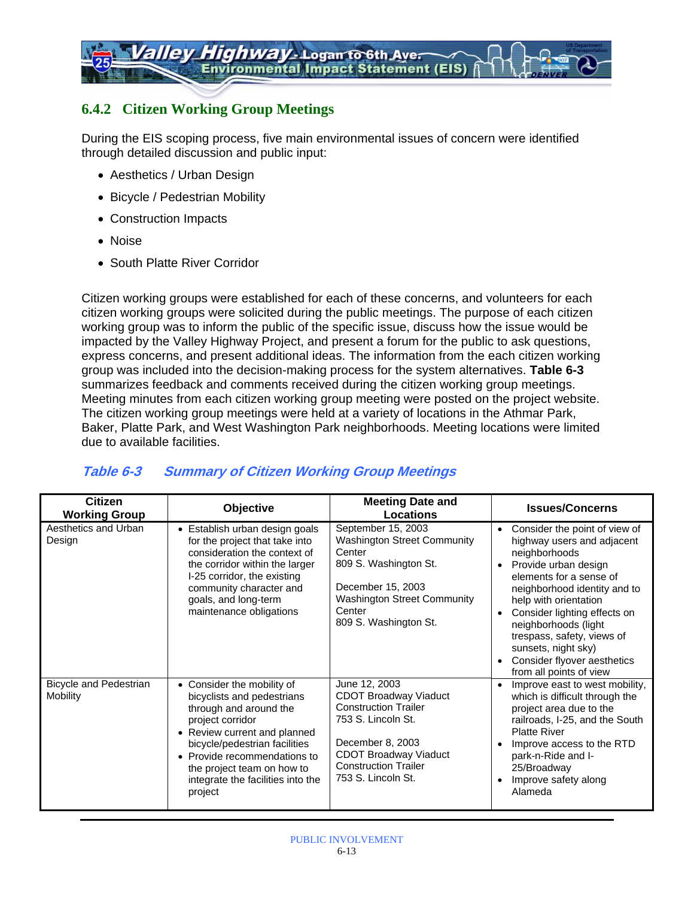### 6.4.2 Citizen Working Group Meetings

During the EIS scoping process, five main environmental issues of concern were identified through detailed discussion and public input:

- Aesthetics / Urban Design
- Bicycle / Pedestrian Mobility
- Construction Impacts
- Noise
- South Platte River Corridor

Citizen working groups were established for each of these concerns, and volunteers for each citizen working groups were solicited during the public meetings. The purpose of each citizen working group was to inform the public of the specific issue, discuss how the issue would be impacted by the Valley Highway Project, and present a forum for the public to ask questions, express concerns, and present additional ideas. The information from the each citizen working group was included into the decision-making process for the system alternatives. **Table 6-3** summarizes feedback and comments received during the citizen working group meetings. Meeting minutes from each citizen working group meeting were posted on the project website. The citizen working group meetings were held at a variety of locations in the Athmar Park, Baker, Platte Park, and West Washington Park neighborhoods. Meeting locations were limited due to available facilities.

***Table 6-3 Summary of Citizen Working Group Meetings***

| Citizen Working Group | Objective | Meeting Date and Locations | Issues/Concerns |
|---|---|---|---|
| Aesthetics and Urban Design | • Establish urban design goals for the project that take into consideration the context of the corridor within the larger I-25 corridor, the existing community character and goals, and long-term maintenance obligations | September 15, 2003<br>Washington Street Community Center<br>809 S. Washington St.<br><br>December 15, 2003<br>Washington Street Community Center<br>809 S. Washington St. | • Consider the point of view of highway users and adjacent neighborhoods<br>• Provide urban design elements for a sense of neighborhood identity and to help with orientation<br>• Consider lighting effects on neighborhoods (light trespass, safety, views of sunsets, night sky)<br>• Consider flyover aesthetics from all points of view |
| Bicycle and Pedestrian Mobility | • Consider the mobility of bicyclists and pedestrians through and around the project corridor<br>• Review current and planned bicycle/pedestrian facilities<br>• Provide recommendations to the project team on how to integrate the facilities into the project | June 12, 2003<br>CDOT Broadway Viaduct Construction Trailer<br>753 S. Lincoln St.<br><br>December 8, 2003<br>CDOT Broadway Viaduct Construction Trailer<br>753 S. Lincoln St. | • Improve east to west mobility, which is difficult through the project area due to the railroads, I-25, and the South Platte River<br>• Improve access to the RTD park-n-Ride and I-25/Broadway<br>• Improve safety along Alameda |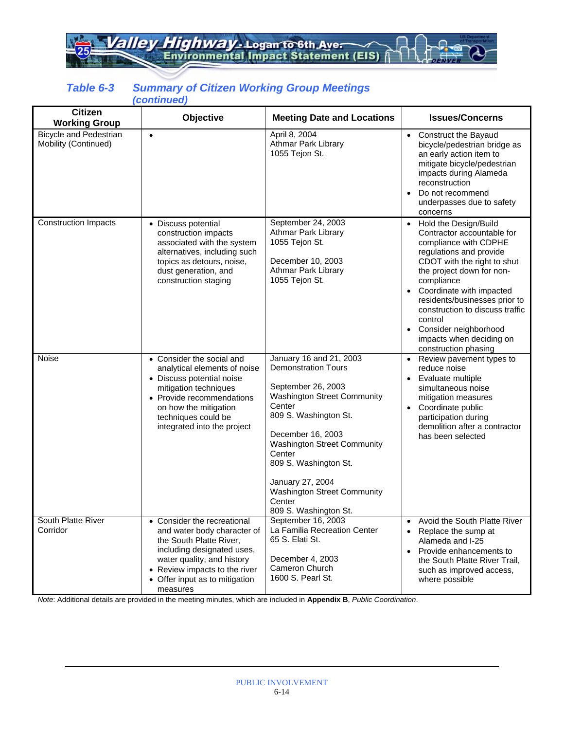**Table 6-3 Summary of Citizen Working Group Meetings (continued)**

| Citizen Working Group | Objective | Meeting Date and Locations | Issues/Concerns |
|---|---|---|---|
| Bicycle and Pedestrian Mobility (Continued) | • | April 8, 2004<br>Athmar Park Library<br>1055 Tejon St. | • Construct the Bayaud bicycle/pedestrian bridge as an early action item to mitigate bicycle/pedestrian impacts during Alameda reconstruction<br>• Do not recommend underpasses due to safety concerns |
| Construction Impacts | • Discuss potential construction impacts associated with the system alternatives, including such topics as detours, noise, dust generation, and construction staging | September 24, 2003<br>Athmar Park Library<br>1055 Tejon St.<br><br>December 10, 2003<br>Athmar Park Library<br>1055 Tejon St. | • Hold the Design/Build Contractor accountable for compliance with CDPHE regulations and provide CDOT with the right to shut the project down for non-compliance<br>• Coordinate with impacted residents/businesses prior to construction to discuss traffic control<br>• Consider neighborhood impacts when deciding on construction phasing |
| Noise | • Consider the social and analytical elements of noise<br>• Discuss potential noise mitigation techniques<br>• Provide recommendations on how the mitigation techniques could be integrated into the project | January 16 and 21, 2003<br>Demonstration Tours<br><br>September 26, 2003<br>Washington Street Community Center<br>809 S. Washington St.<br><br>December 16, 2003<br>Washington Street Community Center<br>809 S. Washington St.<br><br>January 27, 2004<br>Washington Street Community Center<br>809 S. Washington St. | • Review pavement types to reduce noise<br>• Evaluate multiple simultaneous noise mitigation measures<br>• Coordinate public participation during demolition after a contractor has been selected |
| South Platte River Corridor | • Consider the recreational and water body character of the South Platte River, including designated uses, water quality, and history<br>• Review impacts to the river<br>• Offer input as to mitigation measures | September 16, 2003<br>La Familia Recreation Center<br>65 S. Elati St.<br><br>December 4, 2003<br>Cameron Church<br>1600 S. Pearl St. | • Avoid the South Platte River<br>• Replace the sump at Alameda and I-25<br>• Provide enhancements to the South Platte River Trail, such as improved access, where possible |

*Note*: Additional details are provided in the meeting minutes, which are included in **Appendix B**, *Public Coordination*.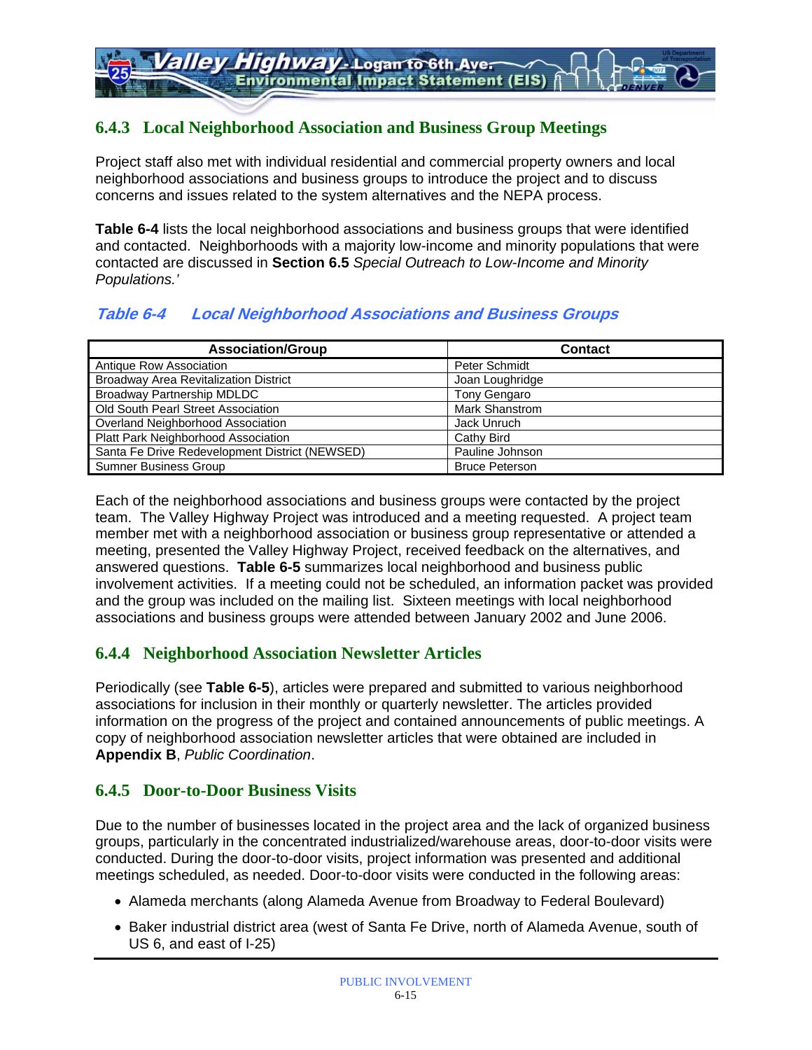### 6.4.3 Local Neighborhood Association and Business Group Meetings

Project staff also met with individual residential and commercial property owners and local neighborhood associations and business groups to introduce the project and to discuss concerns and issues related to the system alternatives and the NEPA process.

**Table 6-4** lists the local neighborhood associations and business groups that were identified and contacted. Neighborhoods with a majority low-income and minority populations that were contacted are discussed in **Section 6.5** *Special Outreach to Low-Income and Minority Populations.'*

***Table 6-4 Local Neighborhood Associations and Business Groups***

| Association/Group | Contact |
|---|---|
| Antique Row Association | Peter Schmidt |
| Broadway Area Revitalization District | Joan Loughridge |
| Broadway Partnership MDLDC | Tony Gengaro |
| Old South Pearl Street Association | Mark Shanstrom |
| Overland Neighborhood Association | Jack Unruch |
| Platt Park Neighborhood Association | Cathy Bird |
| Santa Fe Drive Redevelopment District (NEWSED) | Pauline Johnson |
| Sumner Business Group | Bruce Peterson |

Each of the neighborhood associations and business groups were contacted by the project team. The Valley Highway Project was introduced and a meeting requested. A project team member met with a neighborhood association or business group representative or attended a meeting, presented the Valley Highway Project, received feedback on the alternatives, and answered questions. **Table 6-5** summarizes local neighborhood and business public involvement activities. If a meeting could not be scheduled, an information packet was provided and the group was included on the mailing list. Sixteen meetings with local neighborhood associations and business groups were attended between January 2002 and June 2006.

### 6.4.4 Neighborhood Association Newsletter Articles

Periodically (see **Table 6-5**), articles were prepared and submitted to various neighborhood associations for inclusion in their monthly or quarterly newsletter. The articles provided information on the progress of the project and contained announcements of public meetings. A copy of neighborhood association newsletter articles that were obtained are included in **Appendix B**, *Public Coordination*.

### 6.4.5 Door-to-Door Business Visits

Due to the number of businesses located in the project area and the lack of organized business groups, particularly in the concentrated industrialized/warehouse areas, door-to-door visits were conducted. During the door-to-door visits, project information was presented and additional meetings scheduled, as needed. Door-to-door visits were conducted in the following areas:

- Alameda merchants (along Alameda Avenue from Broadway to Federal Boulevard)
- Baker industrial district area (west of Santa Fe Drive, north of Alameda Avenue, south of US 6, and east of I-25)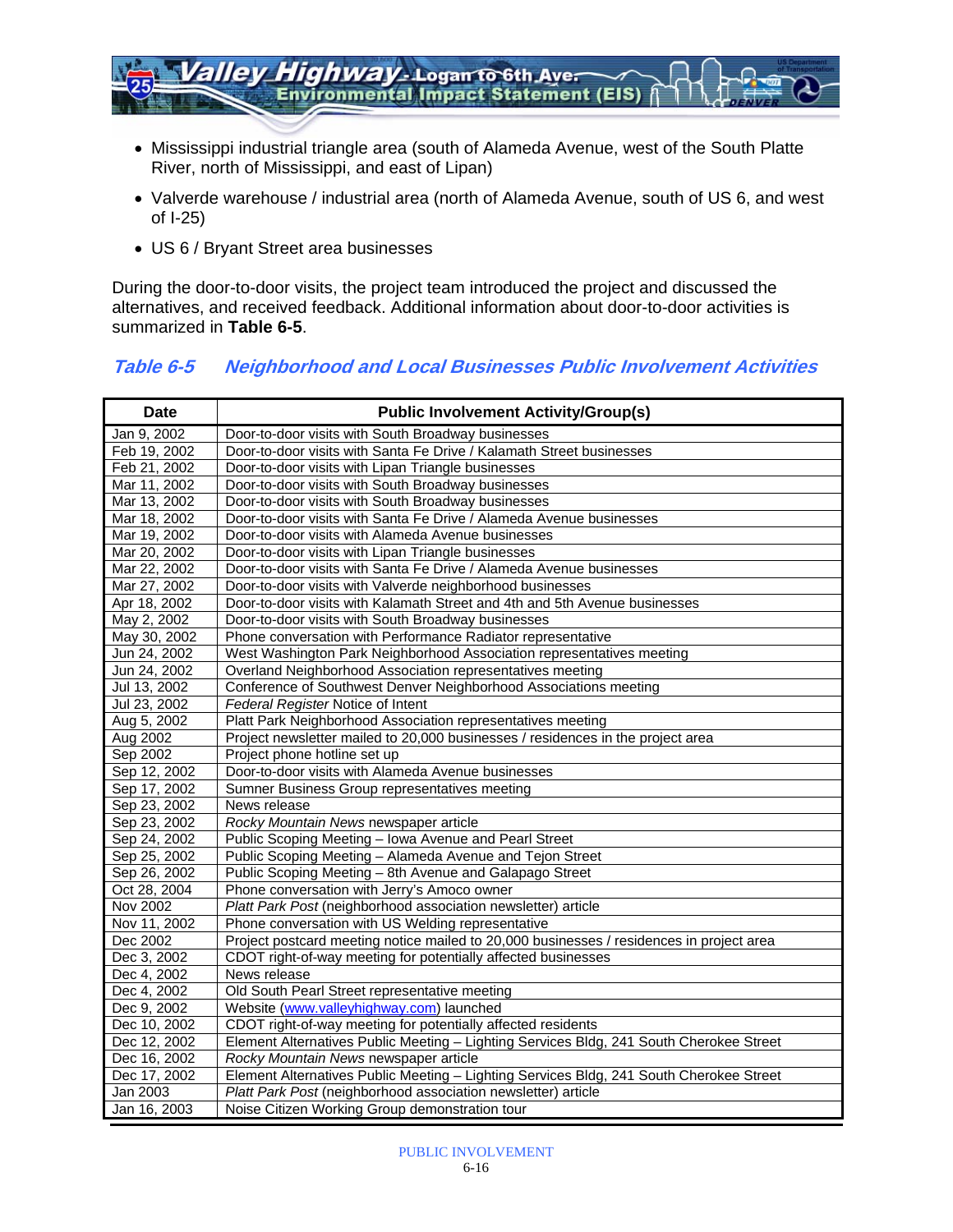- Mississippi industrial triangle area (south of Alameda Avenue, west of the South Platte River, north of Mississippi, and east of Lipan)
- Valverde warehouse / industrial area (north of Alameda Avenue, south of US 6, and west of I-25)
- US 6 / Bryant Street area businesses

During the door-to-door visits, the project team introduced the project and discussed the alternatives, and received feedback. Additional information about door-to-door activities is summarized in **Table 6-5**.

### *Table 6-5 Neighborhood and Local Businesses Public Involvement Activities*

| Date | Public Involvement Activity/Group(s) |
|---|---|
| Jan 9, 2002 | Door-to-door visits with South Broadway businesses |
| Feb 19, 2002 | Door-to-door visits with Santa Fe Drive / Kalamath Street businesses |
| Feb 21, 2002 | Door-to-door visits with Lipan Triangle businesses |
| Mar 11, 2002 | Door-to-door visits with South Broadway businesses |
| Mar 13, 2002 | Door-to-door visits with South Broadway businesses |
| Mar 18, 2002 | Door-to-door visits with Santa Fe Drive / Alameda Avenue businesses |
| Mar 19, 2002 | Door-to-door visits with Alameda Avenue businesses |
| Mar 20, 2002 | Door-to-door visits with Lipan Triangle businesses |
| Mar 22, 2002 | Door-to-door visits with Santa Fe Drive / Alameda Avenue businesses |
| Mar 27, 2002 | Door-to-door visits with Valverde neighborhood businesses |
| Apr 18, 2002 | Door-to-door visits with Kalamath Street and 4th and 5th Avenue businesses |
| May 2, 2002 | Door-to-door visits with South Broadway businesses |
| May 30, 2002 | Phone conversation with Performance Radiator representative |
| Jun 24, 2002 | West Washington Park Neighborhood Association representatives meeting |
| Jun 24, 2002 | Overland Neighborhood Association representatives meeting |
| Jul 13, 2002 | Conference of Southwest Denver Neighborhood Associations meeting |
| Jul 23, 2002 | *Federal Register* Notice of Intent |
| Aug 5, 2002 | Platt Park Neighborhood Association representatives meeting |
| Aug 2002 | Project newsletter mailed to 20,000 businesses / residences in the project area |
| Sep 2002 | Project phone hotline set up |
| Sep 12, 2002 | Door-to-door visits with Alameda Avenue businesses |
| Sep 17, 2002 | Sumner Business Group representatives meeting |
| Sep 23, 2002 | News release |
| Sep 23, 2002 | *Rocky Mountain News* newspaper article |
| Sep 24, 2002 | Public Scoping Meeting – Iowa Avenue and Pearl Street |
| Sep 25, 2002 | Public Scoping Meeting – Alameda Avenue and Tejon Street |
| Sep 26, 2002 | Public Scoping Meeting – 8th Avenue and Galapago Street |
| Oct 28, 2004 | Phone conversation with Jerry's Amoco owner |
| Nov 2002 | *Platt Park Post* (neighborhood association newsletter) article |
| Nov 11, 2002 | Phone conversation with US Welding representative |
| Dec 2002 | Project postcard meeting notice mailed to 20,000 businesses / residences in project area |
| Dec 3, 2002 | CDOT right-of-way meeting for potentially affected businesses |
| Dec 4, 2002 | News release |
| Dec 4, 2002 | Old South Pearl Street representative meeting |
| Dec 9, 2002 | Website (www.valleyhighway.com) launched |
| Dec 10, 2002 | CDOT right-of-way meeting for potentially affected residents |
| Dec 12, 2002 | Element Alternatives Public Meeting – Lighting Services Bldg, 241 South Cherokee Street |
| Dec 16, 2002 | *Rocky Mountain News* newspaper article |
| Dec 17, 2002 | Element Alternatives Public Meeting – Lighting Services Bldg, 241 South Cherokee Street |
| Jan 2003 | *Platt Park Post* (neighborhood association newsletter) article |
| Jan 16, 2003 | Noise Citizen Working Group demonstration tour |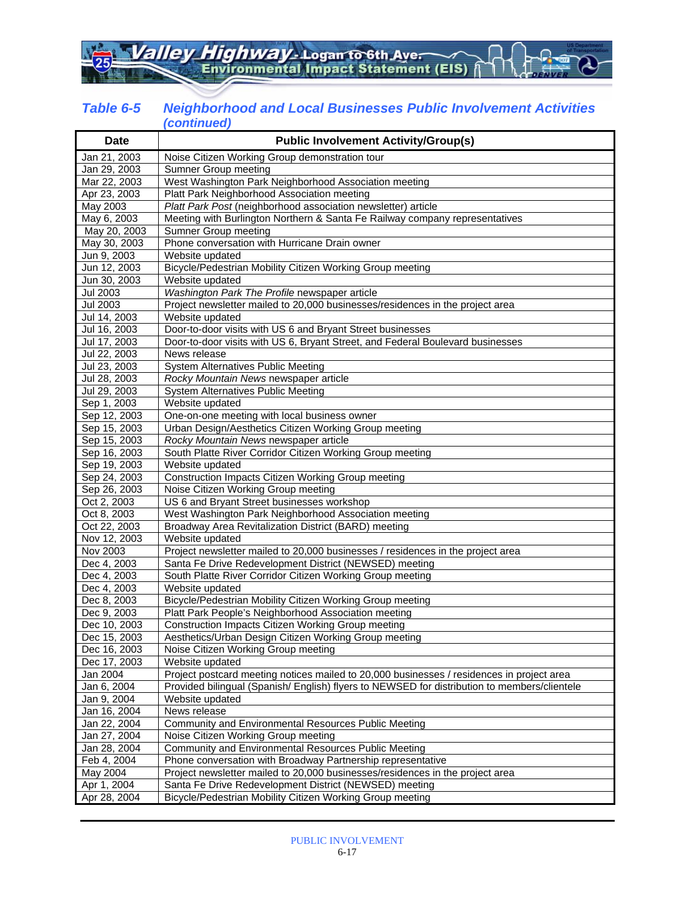## Table 6-5 Neighborhood and Local Businesses Public Involvement Activities (continued)

| Date | Public Involvement Activity/Group(s) |
|---|---|
| Jan 21, 2003 | Noise Citizen Working Group demonstration tour |
| Jan 29, 2003 | Sumner Group meeting |
| Mar 22, 2003 | West Washington Park Neighborhood Association meeting |
| Apr 23, 2003 | Platt Park Neighborhood Association meeting |
| May 2003 | *Platt Park Post* (neighborhood association newsletter) article |
| May 6, 2003 | Meeting with Burlington Northern & Santa Fe Railway company representatives |
| May 20, 2003 | Sumner Group meeting |
| May 30, 2003 | Phone conversation with Hurricane Drain owner |
| Jun 9, 2003 | Website updated |
| Jun 12, 2003 | Bicycle/Pedestrian Mobility Citizen Working Group meeting |
| Jun 30, 2003 | Website updated |
| Jul 2003 | *Washington Park The Profile* newspaper article |
| Jul 2003 | Project newsletter mailed to 20,000 businesses/residences in the project area |
| Jul 14, 2003 | Website updated |
| Jul 16, 2003 | Door-to-door visits with US 6 and Bryant Street businesses |
| Jul 17, 2003 | Door-to-door visits with US 6, Bryant Street, and Federal Boulevard businesses |
| Jul 22, 2003 | News release |
| Jul 23, 2003 | System Alternatives Public Meeting |
| Jul 28, 2003 | *Rocky Mountain News* newspaper article |
| Jul 29, 2003 | System Alternatives Public Meeting |
| Sep 1, 2003 | Website updated |
| Sep 12, 2003 | One-on-one meeting with local business owner |
| Sep 15, 2003 | Urban Design/Aesthetics Citizen Working Group meeting |
| Sep 15, 2003 | *Rocky Mountain News* newspaper article |
| Sep 16, 2003 | South Platte River Corridor Citizen Working Group meeting |
| Sep 19, 2003 | Website updated |
| Sep 24, 2003 | Construction Impacts Citizen Working Group meeting |
| Sep 26, 2003 | Noise Citizen Working Group meeting |
| Oct 2, 2003 | US 6 and Bryant Street businesses workshop |
| Oct 8, 2003 | West Washington Park Neighborhood Association meeting |
| Oct 22, 2003 | Broadway Area Revitalization District (BARD) meeting |
| Nov 12, 2003 | Website updated |
| Nov 2003 | Project newsletter mailed to 20,000 businesses / residences in the project area |
| Dec 4, 2003 | Santa Fe Drive Redevelopment District (NEWSED) meeting |
| Dec 4, 2003 | South Platte River Corridor Citizen Working Group meeting |
| Dec 4, 2003 | Website updated |
| Dec 8, 2003 | Bicycle/Pedestrian Mobility Citizen Working Group meeting |
| Dec 9, 2003 | Platt Park People's Neighborhood Association meeting |
| Dec 10, 2003 | Construction Impacts Citizen Working Group meeting |
| Dec 15, 2003 | Aesthetics/Urban Design Citizen Working Group meeting |
| Dec 16, 2003 | Noise Citizen Working Group meeting |
| Dec 17, 2003 | Website updated |
| Jan 2004 | Project postcard meeting notices mailed to 20,000 businesses / residences in project area |
| Jan 6, 2004 | Provided bilingual (Spanish/ English) flyers to NEWSED for distribution to members/clientele |
| Jan 9, 2004 | Website updated |
| Jan 16, 2004 | News release |
| Jan 22, 2004 | Community and Environmental Resources Public Meeting |
| Jan 27, 2004 | Noise Citizen Working Group meeting |
| Jan 28, 2004 | Community and Environmental Resources Public Meeting |
| Feb 4, 2004 | Phone conversation with Broadway Partnership representative |
| May 2004 | Project newsletter mailed to 20,000 businesses/residences in the project area |
| Apr 1, 2004 | Santa Fe Drive Redevelopment District (NEWSED) meeting |
| Apr 28, 2004 | Bicycle/Pedestrian Mobility Citizen Working Group meeting |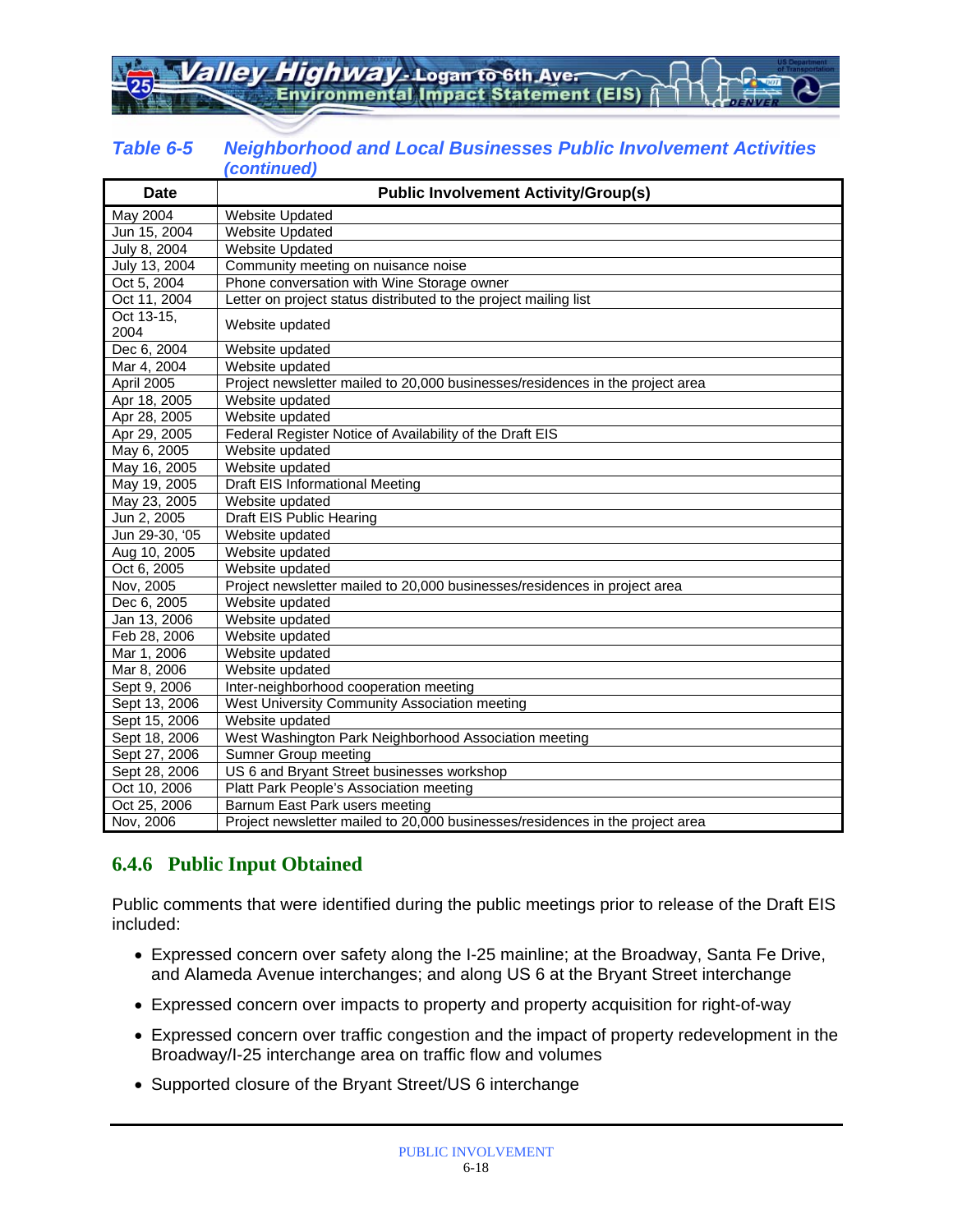**Table 6-5 Neighborhood and Local Businesses Public Involvement Activities (continued)**

| Date | Public Involvement Activity/Group(s) |
|---|---|
| May 2004 | Website Updated |
| Jun 15, 2004 | Website Updated |
| July 8, 2004 | Website Updated |
| July 13, 2004 | Community meeting on nuisance noise |
| Oct 5, 2004 | Phone conversation with Wine Storage owner |
| Oct 11, 2004 | Letter on project status distributed to the project mailing list |
| Oct 13-15, 2004 | Website updated |
| Dec 6, 2004 | Website updated |
| Mar 4, 2004 | Website updated |
| April 2005 | Project newsletter mailed to 20,000 businesses/residences in the project area |
| Apr 18, 2005 | Website updated |
| Apr 28, 2005 | Website updated |
| Apr 29, 2005 | Federal Register Notice of Availability of the Draft EIS |
| May 6, 2005 | Website updated |
| May 16, 2005 | Website updated |
| May 19, 2005 | Draft EIS Informational Meeting |
| May 23, 2005 | Website updated |
| Jun 2, 2005 | Draft EIS Public Hearing |
| Jun 29-30, '05 | Website updated |
| Aug 10, 2005 | Website updated |
| Oct 6, 2005 | Website updated |
| Nov, 2005 | Project newsletter mailed to 20,000 businesses/residences in project area |
| Dec 6, 2005 | Website updated |
| Jan 13, 2006 | Website updated |
| Feb 28, 2006 | Website updated |
| Mar 1, 2006 | Website updated |
| Mar 8, 2006 | Website updated |
| Sept 9, 2006 | Inter-neighborhood cooperation meeting |
| Sept 13, 2006 | West University Community Association meeting |
| Sept 15, 2006 | Website updated |
| Sept 18, 2006 | West Washington Park Neighborhood Association meeting |
| Sept 27, 2006 | Sumner Group meeting |
| Sept 28, 2006 | US 6 and Bryant Street businesses workshop |
| Oct 10, 2006 | Platt Park People's Association meeting |
| Oct 25, 2006 | Barnum East Park users meeting |
| Nov, 2006 | Project newsletter mailed to 20,000 businesses/residences in the project area |

### 6.4.6 Public Input Obtained

Public comments that were identified during the public meetings prior to release of the Draft EIS included:

- Expressed concern over safety along the I-25 mainline; at the Broadway, Santa Fe Drive, and Alameda Avenue interchanges; and along US 6 at the Bryant Street interchange
- Expressed concern over impacts to property and property acquisition for right-of-way
- Expressed concern over traffic congestion and the impact of property redevelopment in the Broadway/I-25 interchange area on traffic flow and volumes
- Supported closure of the Bryant Street/US 6 interchange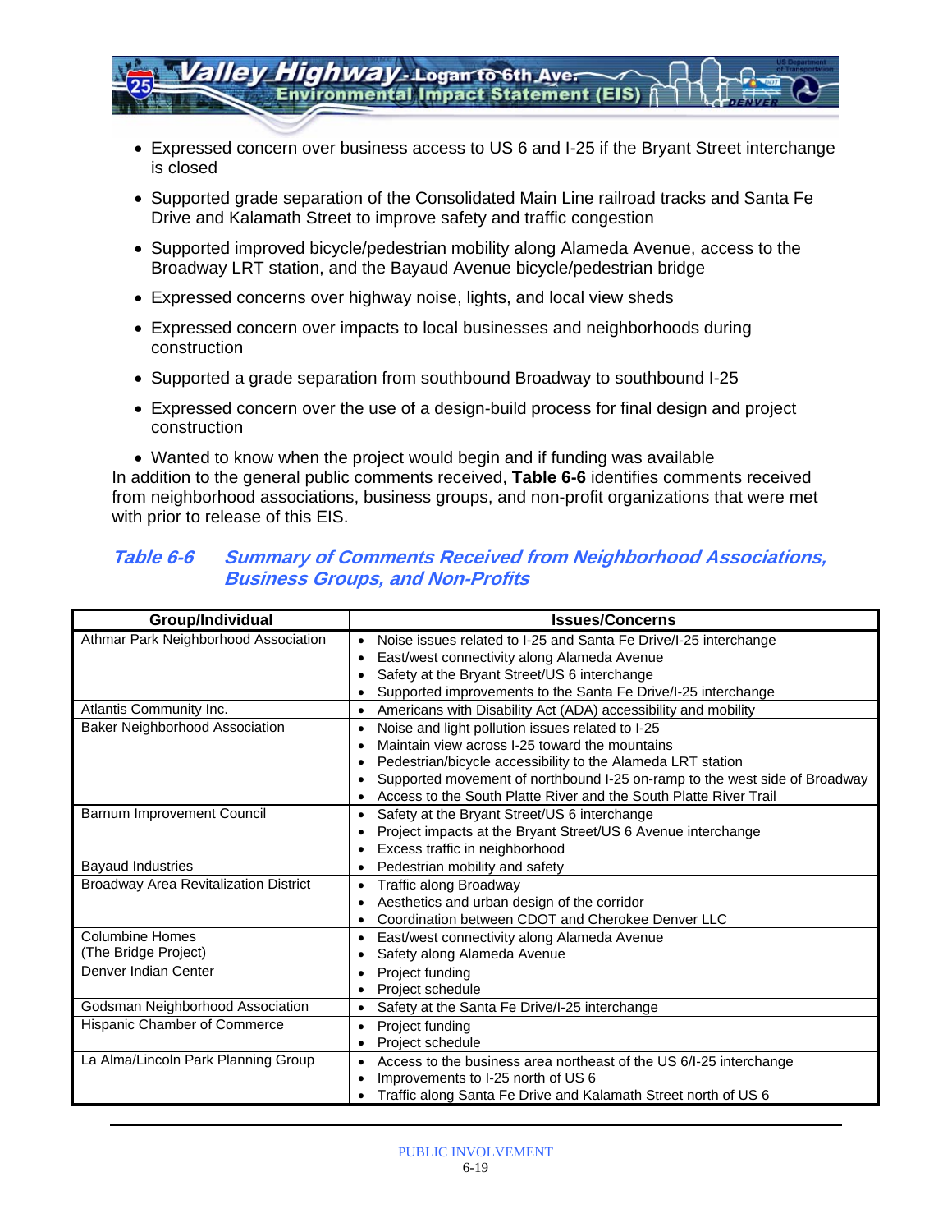- Expressed concern over business access to US 6 and I-25 if the Bryant Street interchange is closed
- Supported grade separation of the Consolidated Main Line railroad tracks and Santa Fe Drive and Kalamath Street to improve safety and traffic congestion
- Supported improved bicycle/pedestrian mobility along Alameda Avenue, access to the Broadway LRT station, and the Bayaud Avenue bicycle/pedestrian bridge
- Expressed concerns over highway noise, lights, and local view sheds
- Expressed concern over impacts to local businesses and neighborhoods during construction
- Supported a grade separation from southbound Broadway to southbound I-25
- Expressed concern over the use of a design-build process for final design and project construction
- Wanted to know when the project would begin and if funding was available

In addition to the general public comments received, **Table 6-6** identifies comments received from neighborhood associations, business groups, and non-profit organizations that were met with prior to release of this EIS.

### *Table 6-6 Summary of Comments Received from Neighborhood Associations, Business Groups, and Non-Profits*

| Group/Individual | Issues/Concerns |
|---|---|
| Athmar Park Neighborhood Association | • Noise issues related to I-25 and Santa Fe Drive/I-25 interchange<br>• East/west connectivity along Alameda Avenue<br>• Safety at the Bryant Street/US 6 interchange<br>• Supported improvements to the Santa Fe Drive/I-25 interchange |
| Atlantis Community Inc. | • Americans with Disability Act (ADA) accessibility and mobility |
| Baker Neighborhood Association | • Noise and light pollution issues related to I-25<br>• Maintain view across I-25 toward the mountains<br>• Pedestrian/bicycle accessibility to the Alameda LRT station<br>• Supported movement of northbound I-25 on-ramp to the west side of Broadway<br>• Access to the South Platte River and the South Platte River Trail |
| Barnum Improvement Council | • Safety at the Bryant Street/US 6 interchange<br>• Project impacts at the Bryant Street/US 6 Avenue interchange<br>• Excess traffic in neighborhood |
| Bayaud Industries | • Pedestrian mobility and safety |
| Broadway Area Revitalization District | • Traffic along Broadway<br>• Aesthetics and urban design of the corridor<br>• Coordination between CDOT and Cherokee Denver LLC |
| Columbine Homes (The Bridge Project) | • East/west connectivity along Alameda Avenue<br>• Safety along Alameda Avenue |
| Denver Indian Center | • Project funding<br>• Project schedule |
| Godsman Neighborhood Association | • Safety at the Santa Fe Drive/I-25 interchange |
| Hispanic Chamber of Commerce | • Project funding<br>• Project schedule |
| La Alma/Lincoln Park Planning Group | • Access to the business area northeast of the US 6/I-25 interchange<br>• Improvements to I-25 north of US 6<br>• Traffic along Santa Fe Drive and Kalamath Street north of US 6 |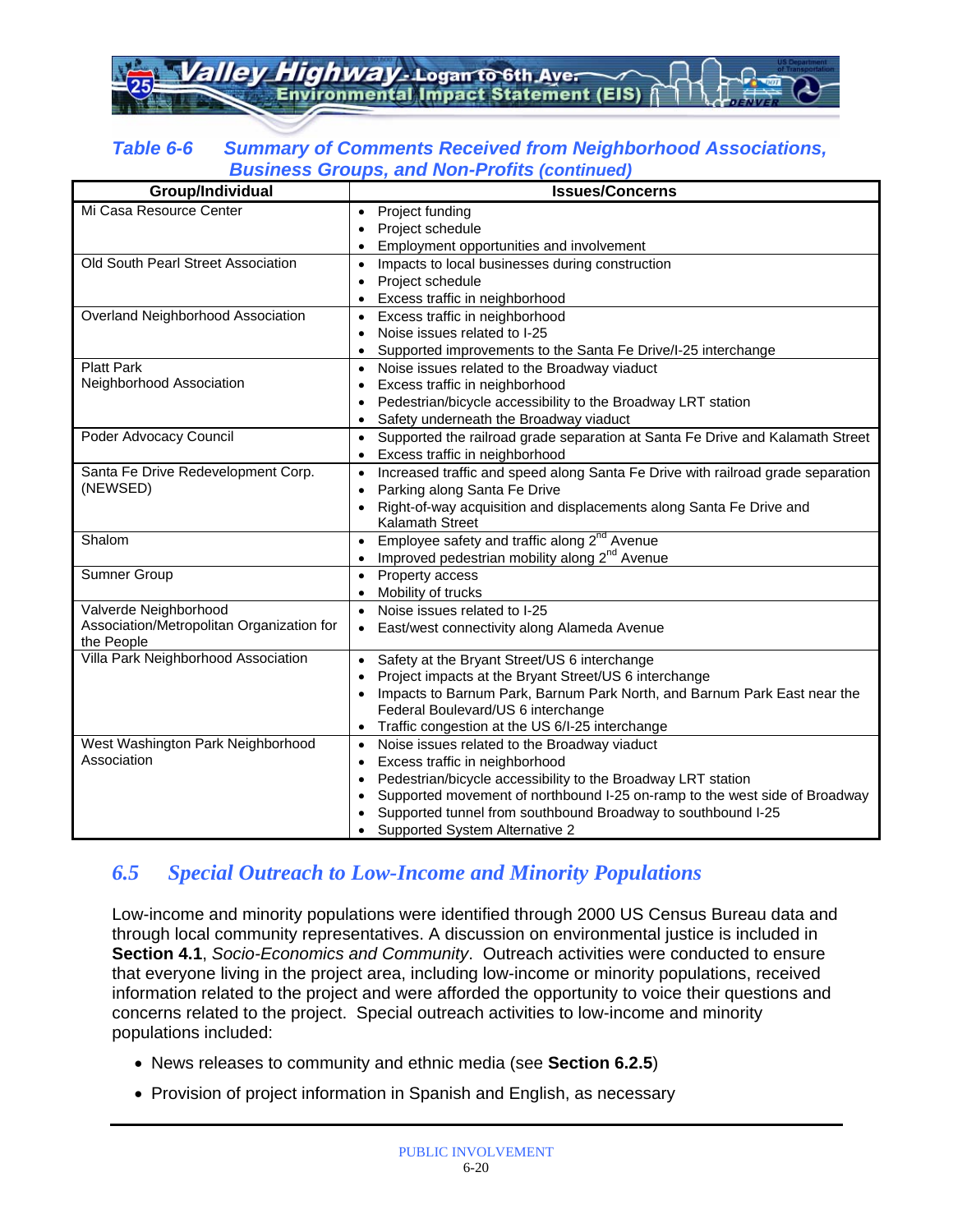**Table 6-6 Summary of Comments Received from Neighborhood Associations, Business Groups, and Non-Profits (continued)**

| Group/Individual | Issues/Concerns |
|---|---|
| Mi Casa Resource Center | • Project funding<br>• Project schedule<br>• Employment opportunities and involvement |
| Old South Pearl Street Association | • Impacts to local businesses during construction<br>• Project schedule<br>• Excess traffic in neighborhood |
| Overland Neighborhood Association | • Excess traffic in neighborhood<br>• Noise issues related to I-25<br>• Supported improvements to the Santa Fe Drive/I-25 interchange |
| Platt Park Neighborhood Association | • Noise issues related to the Broadway viaduct<br>• Excess traffic in neighborhood<br>• Pedestrian/bicycle accessibility to the Broadway LRT station<br>• Safety underneath the Broadway viaduct |
| Poder Advocacy Council | • Supported the railroad grade separation at Santa Fe Drive and Kalamath Street<br>• Excess traffic in neighborhood |
| Santa Fe Drive Redevelopment Corp. (NEWSED) | • Increased traffic and speed along Santa Fe Drive with railroad grade separation<br>• Parking along Santa Fe Drive<br>• Right-of-way acquisition and displacements along Santa Fe Drive and Kalamath Street |
| Shalom | • Employee safety and traffic along 2nd Avenue<br>• Improved pedestrian mobility along 2nd Avenue |
| Sumner Group | • Property access<br>• Mobility of trucks |
| Valverde Neighborhood Association/Metropolitan Organization for the People | • Noise issues related to I-25<br>• East/west connectivity along Alameda Avenue |
| Villa Park Neighborhood Association | • Safety at the Bryant Street/US 6 interchange<br>• Project impacts at the Bryant Street/US 6 interchange<br>• Impacts to Barnum Park, Barnum Park North, and Barnum Park East near the Federal Boulevard/US 6 interchange<br>• Traffic congestion at the US 6/I-25 interchange |
| West Washington Park Neighborhood Association | • Noise issues related to the Broadway viaduct<br>• Excess traffic in neighborhood<br>• Pedestrian/bicycle accessibility to the Broadway LRT station<br>• Supported movement of northbound I-25 on-ramp to the west side of Broadway<br>• Supported tunnel from southbound Broadway to southbound I-25<br>• Supported System Alternative 2 |

## *6.5 Special Outreach to Low-Income and Minority Populations*

Low-income and minority populations were identified through 2000 US Census Bureau data and through local community representatives. A discussion on environmental justice is included in **Section 4.1**, *Socio-Economics and Community*. Outreach activities were conducted to ensure that everyone living in the project area, including low-income or minority populations, received information related to the project and were afforded the opportunity to voice their questions and concerns related to the project. Special outreach activities to low-income and minority populations included:

- News releases to community and ethnic media (see **Section 6.2.5**)
- Provision of project information in Spanish and English, as necessary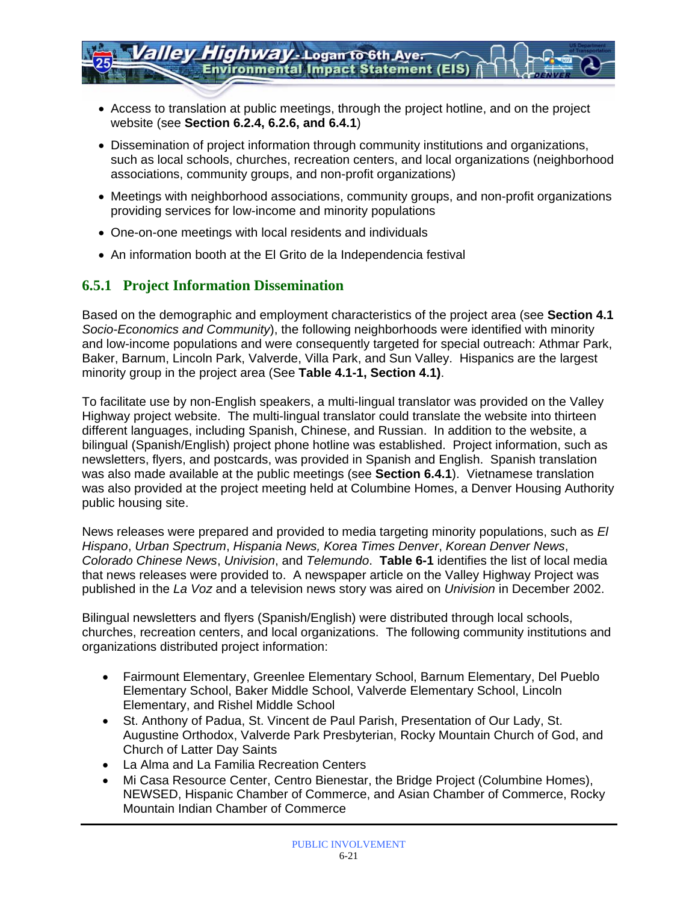- Access to translation at public meetings, through the project hotline, and on the project website (see **Section 6.2.4, 6.2.6, and 6.4.1**)
- Dissemination of project information through community institutions and organizations, such as local schools, churches, recreation centers, and local organizations (neighborhood associations, community groups, and non-profit organizations)
- Meetings with neighborhood associations, community groups, and non-profit organizations providing services for low-income and minority populations
- One-on-one meetings with local residents and individuals
- An information booth at the El Grito de la Independencia festival

### 6.5.1 Project Information Dissemination

Based on the demographic and employment characteristics of the project area (see **Section 4.1** *Socio-Economics and Community*), the following neighborhoods were identified with minority and low-income populations and were consequently targeted for special outreach: Athmar Park, Baker, Barnum, Lincoln Park, Valverde, Villa Park, and Sun Valley. Hispanics are the largest minority group in the project area (See **Table 4.1-1, Section 4.1)**.

To facilitate use by non-English speakers, a multi-lingual translator was provided on the Valley Highway project website. The multi-lingual translator could translate the website into thirteen different languages, including Spanish, Chinese, and Russian. In addition to the website, a bilingual (Spanish/English) project phone hotline was established. Project information, such as newsletters, flyers, and postcards, was provided in Spanish and English. Spanish translation was also made available at the public meetings (see **Section 6.4.1**). Vietnamese translation was also provided at the project meeting held at Columbine Homes, a Denver Housing Authority public housing site.

News releases were prepared and provided to media targeting minority populations, such as *El Hispano*, *Urban Spectrum*, *Hispania News, Korea Times Denver*, *Korean Denver News*, *Colorado Chinese News*, *Univision*, and *Telemundo*. **Table 6-1** identifies the list of local media that news releases were provided to. A newspaper article on the Valley Highway Project was published in the *La Voz* and a television news story was aired on *Univision* in December 2002.

Bilingual newsletters and flyers (Spanish/English) were distributed through local schools, churches, recreation centers, and local organizations. The following community institutions and organizations distributed project information:

- Fairmount Elementary, Greenlee Elementary School, Barnum Elementary, Del Pueblo Elementary School, Baker Middle School, Valverde Elementary School, Lincoln Elementary, and Rishel Middle School
- St. Anthony of Padua, St. Vincent de Paul Parish, Presentation of Our Lady, St. Augustine Orthodox, Valverde Park Presbyterian, Rocky Mountain Church of God, and Church of Latter Day Saints
- La Alma and La Familia Recreation Centers
- Mi Casa Resource Center, Centro Bienestar, the Bridge Project (Columbine Homes), NEWSED, Hispanic Chamber of Commerce, and Asian Chamber of Commerce, Rocky Mountain Indian Chamber of Commerce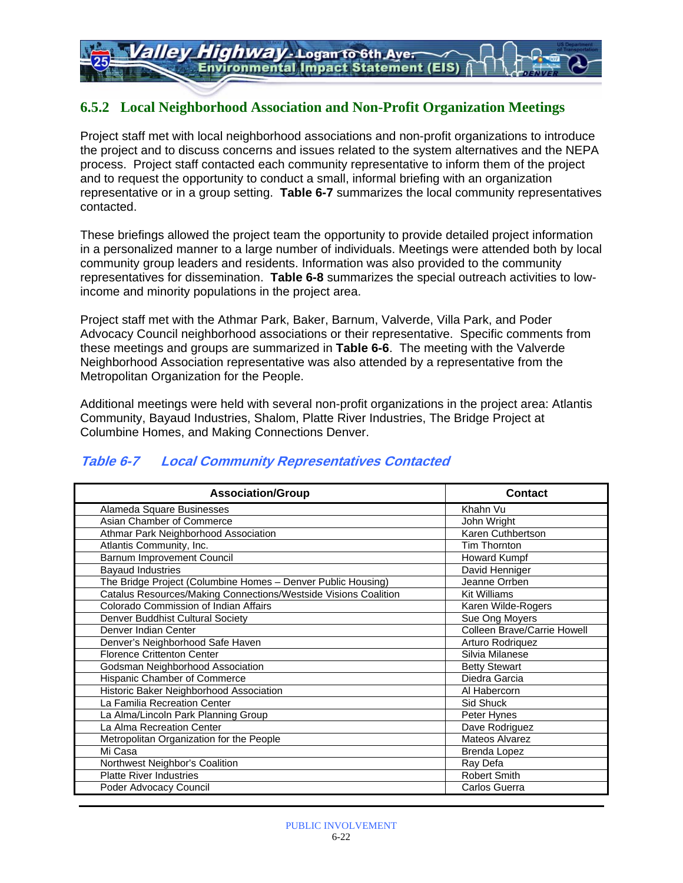## 6.5.2 Local Neighborhood Association and Non-Profit Organization Meetings

Project staff met with local neighborhood associations and non-profit organizations to introduce the project and to discuss concerns and issues related to the system alternatives and the NEPA process. Project staff contacted each community representative to inform them of the project and to request the opportunity to conduct a small, informal briefing with an organization representative or in a group setting. **Table 6-7** summarizes the local community representatives contacted.

These briefings allowed the project team the opportunity to provide detailed project information in a personalized manner to a large number of individuals. Meetings were attended both by local community group leaders and residents. Information was also provided to the community representatives for dissemination. **Table 6-8** summarizes the special outreach activities to low-income and minority populations in the project area.

Project staff met with the Athmar Park, Baker, Barnum, Valverde, Villa Park, and Poder Advocacy Council neighborhood associations or their representative. Specific comments from these meetings and groups are summarized in **Table 6-6**. The meeting with the Valverde Neighborhood Association representative was also attended by a representative from the Metropolitan Organization for the People.

Additional meetings were held with several non-profit organizations in the project area: Atlantis Community, Bayaud Industries, Shalom, Platte River Industries, The Bridge Project at Columbine Homes, and Making Connections Denver.

### *Table 6-7 Local Community Representatives Contacted*

| Association/Group | Contact |
|---|---|
| Alameda Square Businesses | Khahn Vu |
| Asian Chamber of Commerce | John Wright |
| Athmar Park Neighborhood Association | Karen Cuthbertson |
| Atlantis Community, Inc. | Tim Thornton |
| Barnum Improvement Council | Howard Kumpf |
| Bayaud Industries | David Henniger |
| The Bridge Project (Columbine Homes – Denver Public Housing) | Jeanne Orrben |
| Catalus Resources/Making Connections/Westside Visions Coalition | Kit Williams |
| Colorado Commission of Indian Affairs | Karen Wilde-Rogers |
| Denver Buddhist Cultural Society | Sue Ong Moyers |
| Denver Indian Center | Colleen Brave/Carrie Howell |
| Denver's Neighborhood Safe Haven | Arturo Rodriquez |
| Florence Crittenton Center | Silvia Milanese |
| Godsman Neighborhood Association | Betty Stewart |
| Hispanic Chamber of Commerce | Diedra Garcia |
| Historic Baker Neighborhood Association | Al Habercorn |
| La Familia Recreation Center | Sid Shuck |
| La Alma/Lincoln Park Planning Group | Peter Hynes |
| La Alma Recreation Center | Dave Rodriguez |
| Metropolitan Organization for the People | Mateos Alvarez |
| Mi Casa | Brenda Lopez |
| Northwest Neighbor's Coalition | Ray Defa |
| Platte River Industries | Robert Smith |
| Poder Advocacy Council | Carlos Guerra |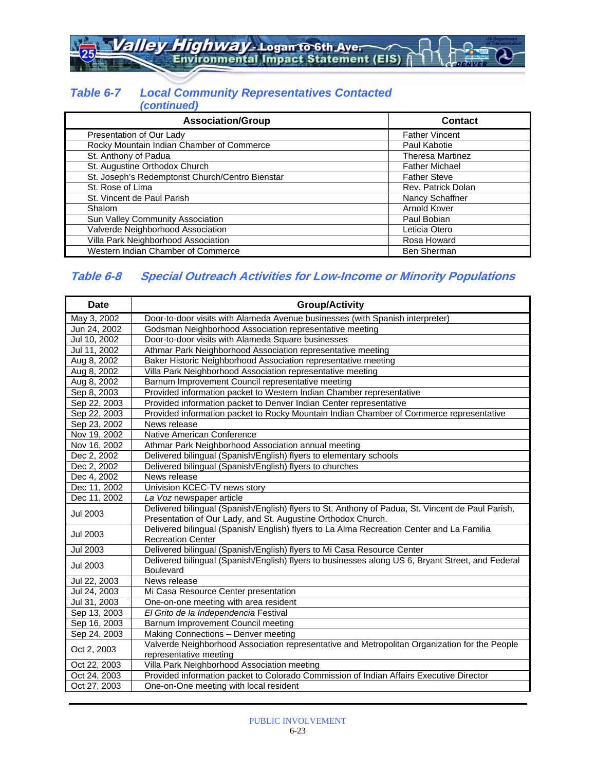### Table 6-7 Local Community Representatives Contacted (continued)

| Association/Group | Contact |
|---|---|
| Presentation of Our Lady | Father Vincent |
| Rocky Mountain Indian Chamber of Commerce | Paul Kabotie |
| St. Anthony of Padua | Theresa Martinez |
| St. Augustine Orthodox Church | Father Michael |
| St. Joseph's Redemptorist Church/Centro Bienstar | Father Steve |
| St. Rose of Lima | Rev. Patrick Dolan |
| St. Vincent de Paul Parish | Nancy Schaffner |
| Shalom | Arnold Kover |
| Sun Valley Community Association | Paul Bobian |
| Valverde Neighborhood Association | Leticia Otero |
| Villa Park Neighborhood Association | Rosa Howard |
| Western Indian Chamber of Commerce | Ben Sherman |

### Table 6-8 Special Outreach Activities for Low-Income or Minority Populations

| Date | Group/Activity |
|---|---|
| May 3, 2002 | Door-to-door visits with Alameda Avenue businesses (with Spanish interpreter) |
| Jun 24, 2002 | Godsman Neighborhood Association representative meeting |
| Jul 10, 2002 | Door-to-door visits with Alameda Square businesses |
| Jul 11, 2002 | Athmar Park Neighborhood Association representative meeting |
| Aug 8, 2002 | Baker Historic Neighborhood Association representative meeting |
| Aug 8, 2002 | Villa Park Neighborhood Association representative meeting |
| Aug 8, 2002 | Barnum Improvement Council representative meeting |
| Sep 8, 2003 | Provided information packet to Western Indian Chamber representative |
| Sep 22, 2003 | Provided information packet to Denver Indian Center representative |
| Sep 22, 2003 | Provided information packet to Rocky Mountain Indian Chamber of Commerce representative |
| Sep 23, 2002 | News release |
| Nov 19, 2002 | Native American Conference |
| Nov 16, 2002 | Athmar Park Neighborhood Association annual meeting |
| Dec 2, 2002 | Delivered bilingual (Spanish/English) flyers to elementary schools |
| Dec 2, 2002 | Delivered bilingual (Spanish/English) flyers to churches |
| Dec 4, 2002 | News release |
| Dec 11, 2002 | Univision KCEC-TV news story |
| Dec 11, 2002 | *La Voz* newspaper article |
| Jul 2003 | Delivered bilingual (Spanish/English) flyers to St. Anthony of Padua, St. Vincent de Paul Parish, Presentation of Our Lady, and St. Augustine Orthodox Church. |
| Jul 2003 | Delivered bilingual (Spanish/ English) flyers to La Alma Recreation Center and La Familia Recreation Center |
| Jul 2003 | Delivered bilingual (Spanish/English) flyers to Mi Casa Resource Center |
| Jul 2003 | Delivered bilingual (Spanish/English) flyers to businesses along US 6, Bryant Street, and Federal Boulevard |
| Jul 22, 2003 | News release |
| Jul 24, 2003 | Mi Casa Resource Center presentation |
| Jul 31, 2003 | One-on-one meeting with area resident |
| Sep 13, 2003 | *El Grito de la Independencia* Festival |
| Sep 16, 2003 | Barnum Improvement Council meeting |
| Sep 24, 2003 | Making Connections – Denver meeting |
| Oct 2, 2003 | Valverde Neighborhood Association representative and Metropolitan Organization for the People representative meeting |
| Oct 22, 2003 | Villa Park Neighborhood Association meeting |
| Oct 24, 2003 | Provided information packet to Colorado Commission of Indian Affairs Executive Director |
| Oct 27, 2003 | One-on-One meeting with local resident |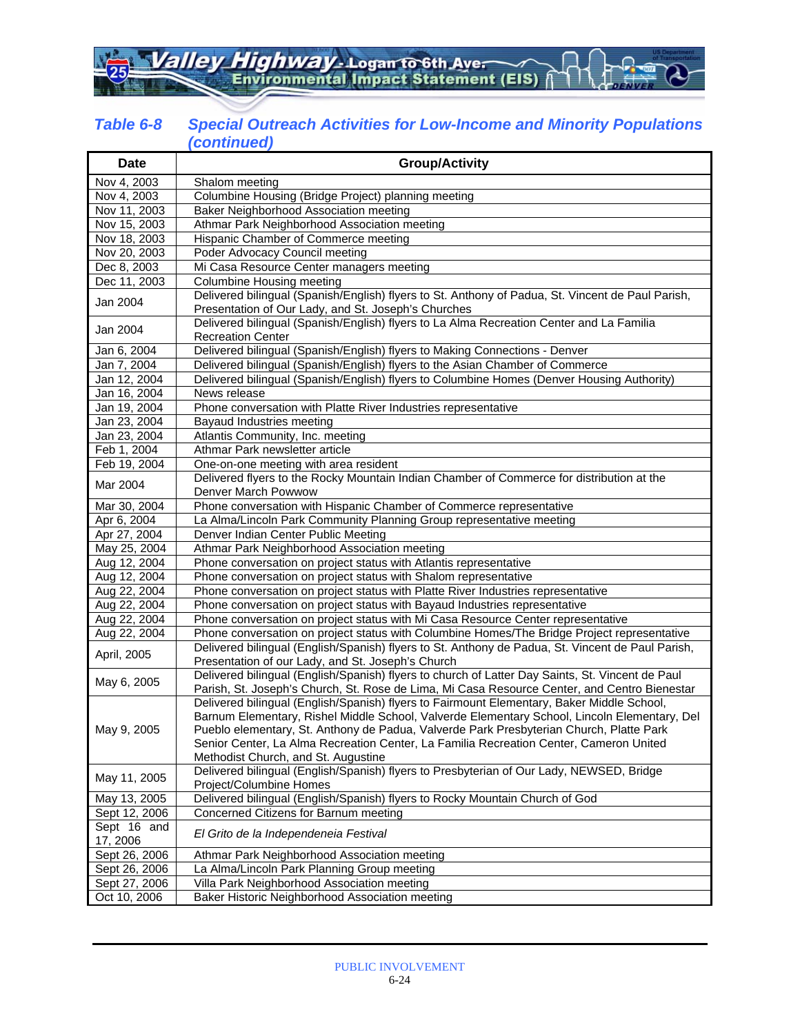### Table 6-8 Special Outreach Activities for Low-Income and Minority Populations (continued)

| Date | Group/Activity |
|---|---|
| Nov 4, 2003 | Shalom meeting |
| Nov 4, 2003 | Columbine Housing (Bridge Project) planning meeting |
| Nov 11, 2003 | Baker Neighborhood Association meeting |
| Nov 15, 2003 | Athmar Park Neighborhood Association meeting |
| Nov 18, 2003 | Hispanic Chamber of Commerce meeting |
| Nov 20, 2003 | Poder Advocacy Council meeting |
| Dec 8, 2003 | Mi Casa Resource Center managers meeting |
| Dec 11, 2003 | Columbine Housing meeting |
| Jan 2004 | Delivered bilingual (Spanish/English) flyers to St. Anthony of Padua, St. Vincent de Paul Parish, Presentation of Our Lady, and St. Joseph's Churches |
| Jan 2004 | Delivered bilingual (Spanish/English) flyers to La Alma Recreation Center and La Familia Recreation Center |
| Jan 6, 2004 | Delivered bilingual (Spanish/English) flyers to Making Connections - Denver |
| Jan 7, 2004 | Delivered bilingual (Spanish/English) flyers to the Asian Chamber of Commerce |
| Jan 12, 2004 | Delivered bilingual (Spanish/English) flyers to Columbine Homes (Denver Housing Authority) |
| Jan 16, 2004 | News release |
| Jan 19, 2004 | Phone conversation with Platte River Industries representative |
| Jan 23, 2004 | Bayaud Industries meeting |
| Jan 23, 2004 | Atlantis Community, Inc. meeting |
| Feb 1, 2004 | Athmar Park newsletter article |
| Feb 19, 2004 | One-on-one meeting with area resident |
| Mar 2004 | Delivered flyers to the Rocky Mountain Indian Chamber of Commerce for distribution at the Denver March Powwow |
| Mar 30, 2004 | Phone conversation with Hispanic Chamber of Commerce representative |
| Apr 6, 2004 | La Alma/Lincoln Park Community Planning Group representative meeting |
| Apr 27, 2004 | Denver Indian Center Public Meeting |
| May 25, 2004 | Athmar Park Neighborhood Association meeting |
| Aug 12, 2004 | Phone conversation on project status with Atlantis representative |
| Aug 12, 2004 | Phone conversation on project status with Shalom representative |
| Aug 22, 2004 | Phone conversation on project status with Platte River Industries representative |
| Aug 22, 2004 | Phone conversation on project status with Bayaud Industries representative |
| Aug 22, 2004 | Phone conversation on project status with Mi Casa Resource Center representative |
| Aug 22, 2004 | Phone conversation on project status with Columbine Homes/The Bridge Project representative |
| April, 2005 | Delivered bilingual (English/Spanish) flyers to St. Anthony de Padua, St. Vincent de Paul Parish, Presentation of our Lady, and St. Joseph's Church |
| May 6, 2005 | Delivered bilingual (English/Spanish) flyers to church of Latter Day Saints, St. Vincent de Paul Parish, St. Joseph's Church, St. Rose de Lima, Mi Casa Resource Center, and Centro Bienestar |
| May 9, 2005 | Delivered bilingual (English/Spanish) flyers to Fairmount Elementary, Baker Middle School, Barnum Elementary, Rishel Middle School, Valverde Elementary School, Lincoln Elementary, Del Pueblo elementary, St. Anthony de Padua, Valverde Park Presbyterian Church, Platte Park Senior Center, La Alma Recreation Center, La Familia Recreation Center, Cameron United Methodist Church, and St. Augustine |
| May 11, 2005 | Delivered bilingual (English/Spanish) flyers to Presbyterian of Our Lady, NEWSED, Bridge Project/Columbine Homes |
| May 13, 2005 | Delivered bilingual (English/Spanish) flyers to Rocky Mountain Church of God |
| Sept 12, 2006 | Concerned Citizens for Barnum meeting |
| Sept 16 and 17, 2006 | *El Grito de la Independeneia Festival* |
| Sept 26, 2006 | Athmar Park Neighborhood Association meeting |
| Sept 26, 2006 | La Alma/Lincoln Park Planning Group meeting |
| Sept 27, 2006 | Villa Park Neighborhood Association meeting |
| Oct 10, 2006 | Baker Historic Neighborhood Association meeting |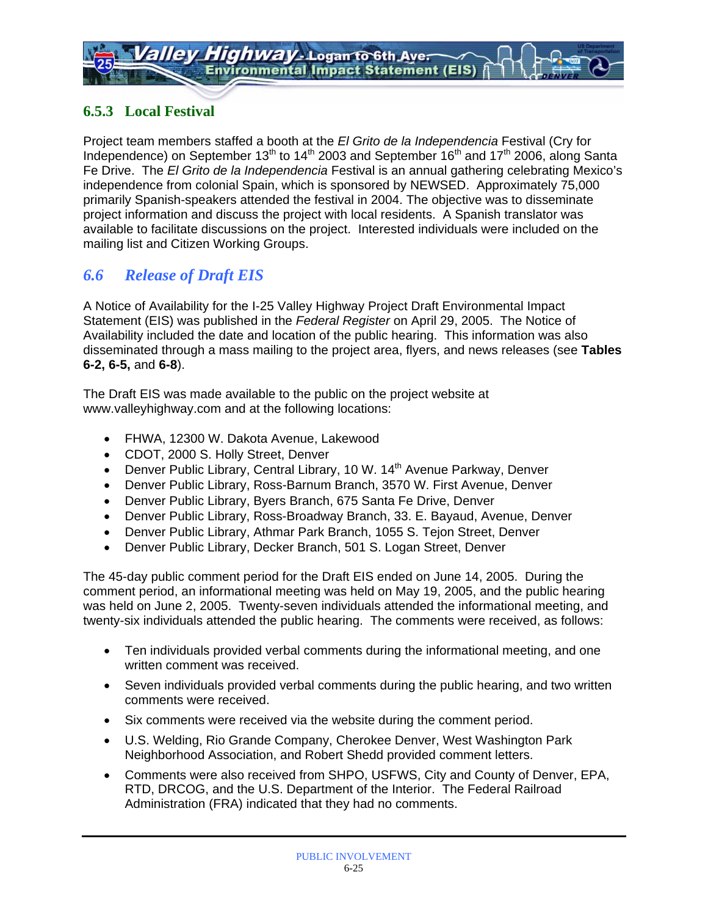### 6.5.3 Local Festival

Project team members staffed a booth at the *El Grito de la Independencia* Festival (Cry for Independence) on September 13th to 14th 2003 and September 16th and 17th 2006, along Santa Fe Drive. The *El Grito de la Independencia* Festival is an annual gathering celebrating Mexico's independence from colonial Spain, which is sponsored by NEWSED. Approximately 75,000 primarily Spanish-speakers attended the festival in 2004. The objective was to disseminate project information and discuss the project with local residents. A Spanish translator was available to facilitate discussions on the project. Interested individuals were included on the mailing list and Citizen Working Groups.

## *6.6 Release of Draft EIS*

A Notice of Availability for the I-25 Valley Highway Project Draft Environmental Impact Statement (EIS) was published in the *Federal Register* on April 29, 2005. The Notice of Availability included the date and location of the public hearing. This information was also disseminated through a mass mailing to the project area, flyers, and news releases (see **Tables 6-2, 6-5,** and **6-8**).

The Draft EIS was made available to the public on the project website at www.valleyhighway.com and at the following locations:

- FHWA, 12300 W. Dakota Avenue, Lakewood
- CDOT, 2000 S. Holly Street, Denver
- Denver Public Library, Central Library, 10 W. 14th Avenue Parkway, Denver
- Denver Public Library, Ross-Barnum Branch, 3570 W. First Avenue, Denver
- Denver Public Library, Byers Branch, 675 Santa Fe Drive, Denver
- Denver Public Library, Ross-Broadway Branch, 33. E. Bayaud, Avenue, Denver
- Denver Public Library, Athmar Park Branch, 1055 S. Tejon Street, Denver
- Denver Public Library, Decker Branch, 501 S. Logan Street, Denver

The 45-day public comment period for the Draft EIS ended on June 14, 2005. During the comment period, an informational meeting was held on May 19, 2005, and the public hearing was held on June 2, 2005. Twenty-seven individuals attended the informational meeting, and twenty-six individuals attended the public hearing. The comments were received, as follows:

- Ten individuals provided verbal comments during the informational meeting, and one written comment was received.
- Seven individuals provided verbal comments during the public hearing, and two written comments were received.
- Six comments were received via the website during the comment period.
- U.S. Welding, Rio Grande Company, Cherokee Denver, West Washington Park Neighborhood Association, and Robert Shedd provided comment letters.
- Comments were also received from SHPO, USFWS, City and County of Denver, EPA, RTD, DRCOG, and the U.S. Department of the Interior. The Federal Railroad Administration (FRA) indicated that they had no comments.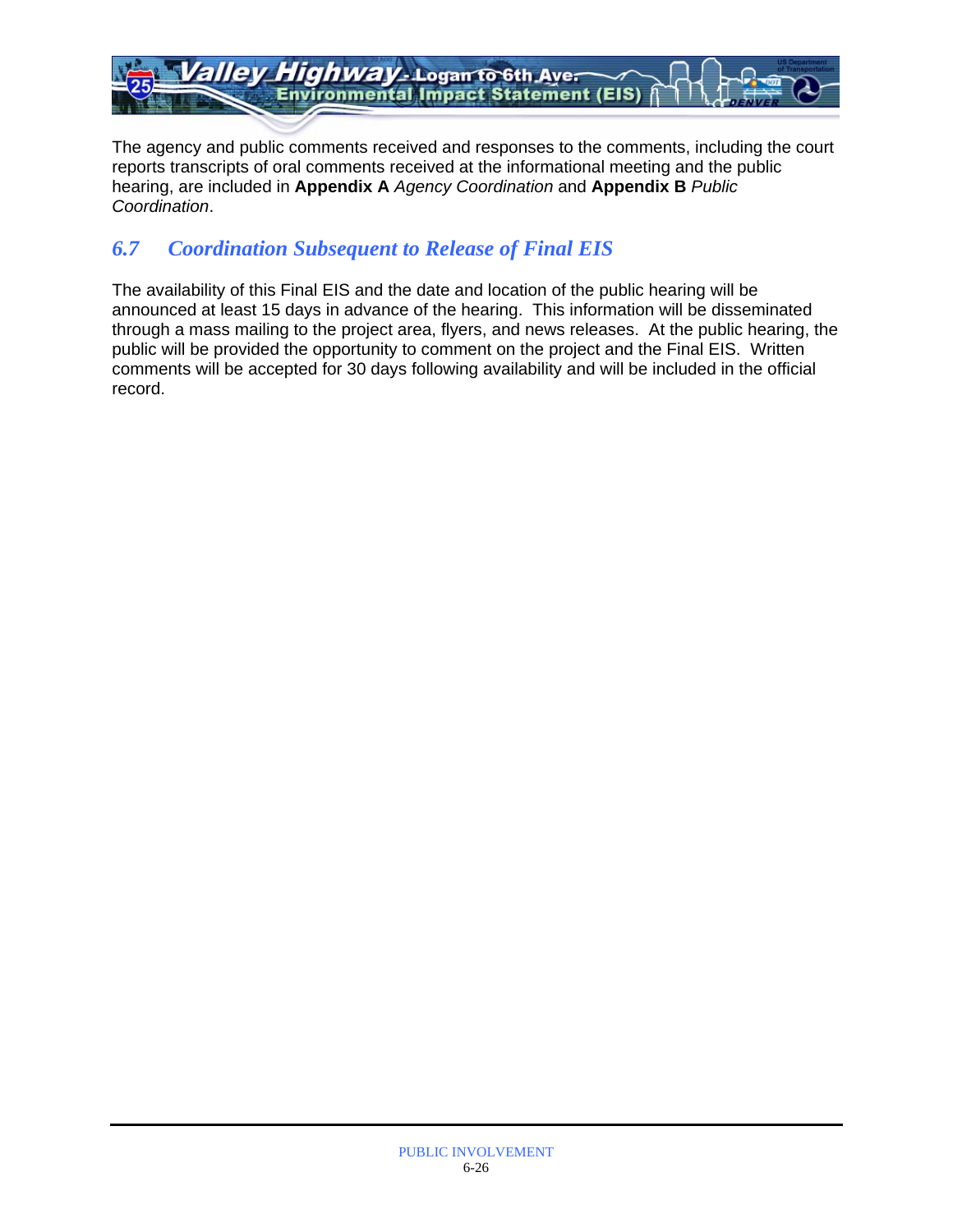The agency and public comments received and responses to the comments, including the court reports transcripts of oral comments received at the informational meeting and the public hearing, are included in **Appendix A** *Agency Coordination* and **Appendix B** *Public Coordination*.

## *6.7 Coordination Subsequent to Release of Final EIS*

The availability of this Final EIS and the date and location of the public hearing will be announced at least 15 days in advance of the hearing. This information will be disseminated through a mass mailing to the project area, flyers, and news releases. At the public hearing, the public will be provided the opportunity to comment on the project and the Final EIS. Written comments will be accepted for 30 days following availability and will be included in the official record.